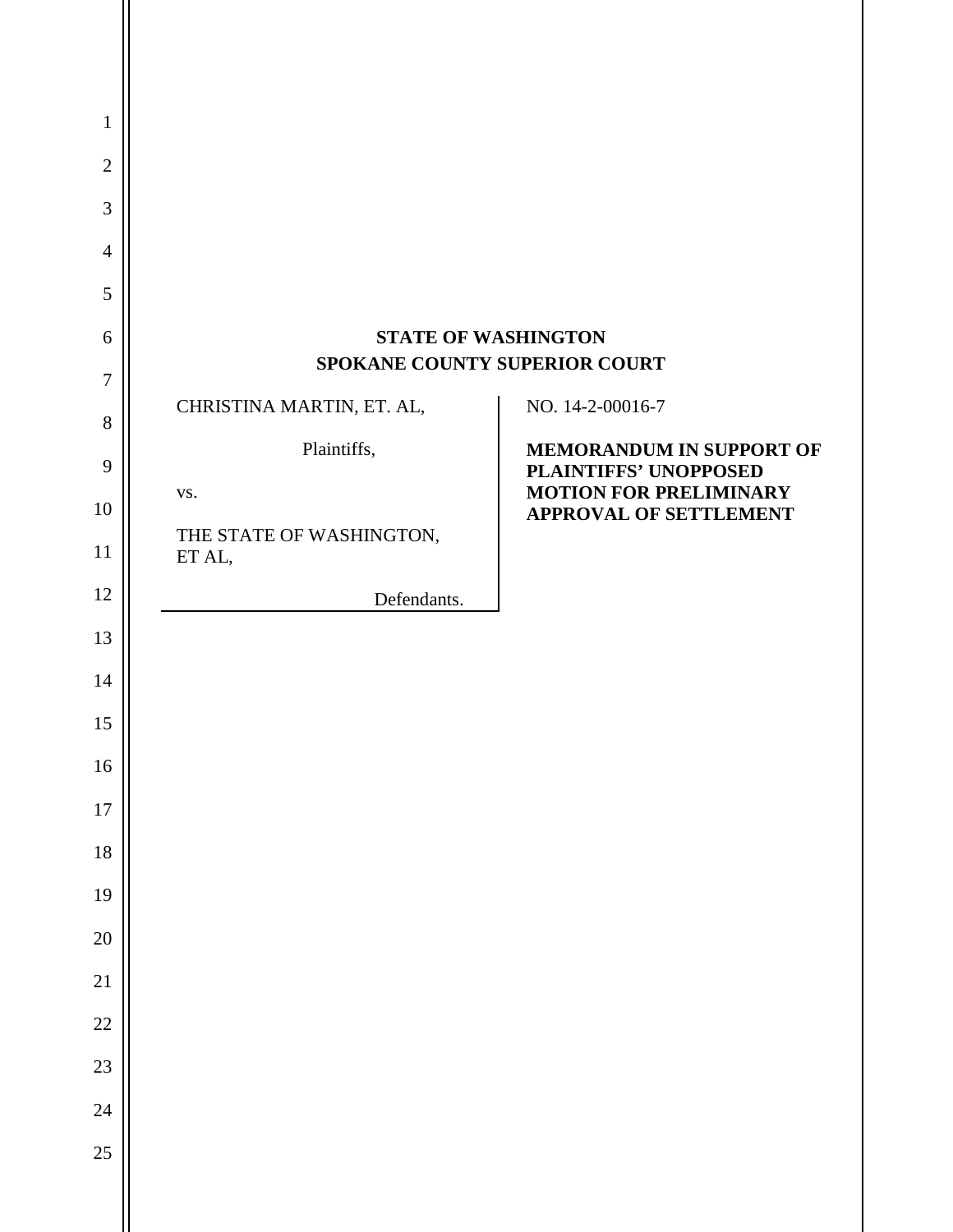**STATE OF WASHINGTON**
**SPOKANE COUNTY SUPERIOR COURT**

| | |
|---|---|
| CHRISTINA MARTIN, ET. AL, Plaintiffs, vs. THE STATE OF WASHINGTON, ET AL, Defendants. | NO. 14-2-00016-7 **MEMORANDUM IN SUPPORT OF PLAINTIFFS' UNOPPOSED MOTION FOR PRELIMINARY APPROVAL OF SETTLEMENT** |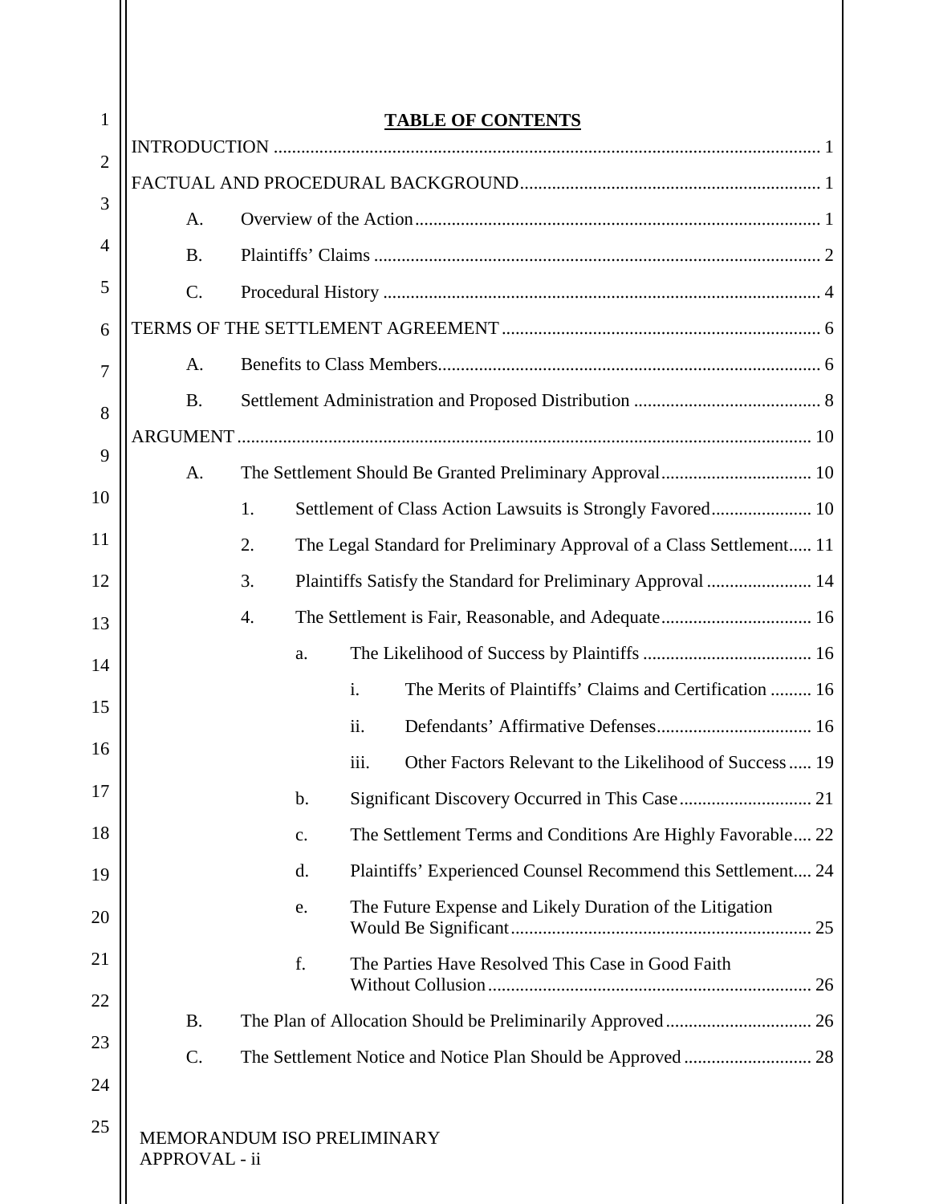## TABLE OF CONTENTS

INTRODUCTION ....... 1

FACTUAL AND PROCEDURAL BACKGROUND ....... 1

- A. Overview of the Action ....... 1
- B. Plaintiffs' Claims ....... 2
- C. Procedural History ....... 4

TERMS OF THE SETTLEMENT AGREEMENT ....... 6

- A. Benefits to Class Members ....... 6
- B. Settlement Administration and Proposed Distribution ....... 8

ARGUMENT ....... 10

- A. The Settlement Should Be Granted Preliminary Approval ....... 10
  - 1. Settlement of Class Action Lawsuits is Strongly Favored ....... 10
  - 2. The Legal Standard for Preliminary Approval of a Class Settlement ....... 11
  - 3. Plaintiffs Satisfy the Standard for Preliminary Approval ....... 14
  - 4. The Settlement is Fair, Reasonable, and Adequate ....... 16
    - a. The Likelihood of Success by Plaintiffs ....... 16
      - i. The Merits of Plaintiffs' Claims and Certification ....... 16
      - ii. Defendants' Affirmative Defenses ....... 16
      - iii. Other Factors Relevant to the Likelihood of Success ....... 19
    - b. Significant Discovery Occurred in This Case ....... 21
    - c. The Settlement Terms and Conditions Are Highly Favorable ....... 22
    - d. Plaintiffs' Experienced Counsel Recommend this Settlement ....... 24
    - e. The Future Expense and Likely Duration of the Litigation Would Be Significant ....... 25
    - f. The Parties Have Resolved This Case in Good Faith Without Collusion ....... 26
- B. The Plan of Allocation Should be Preliminarily Approved ....... 26
- C. The Settlement Notice and Notice Plan Should be Approved ....... 28

MEMORANDUM ISO PRELIMINARY APPROVAL - ii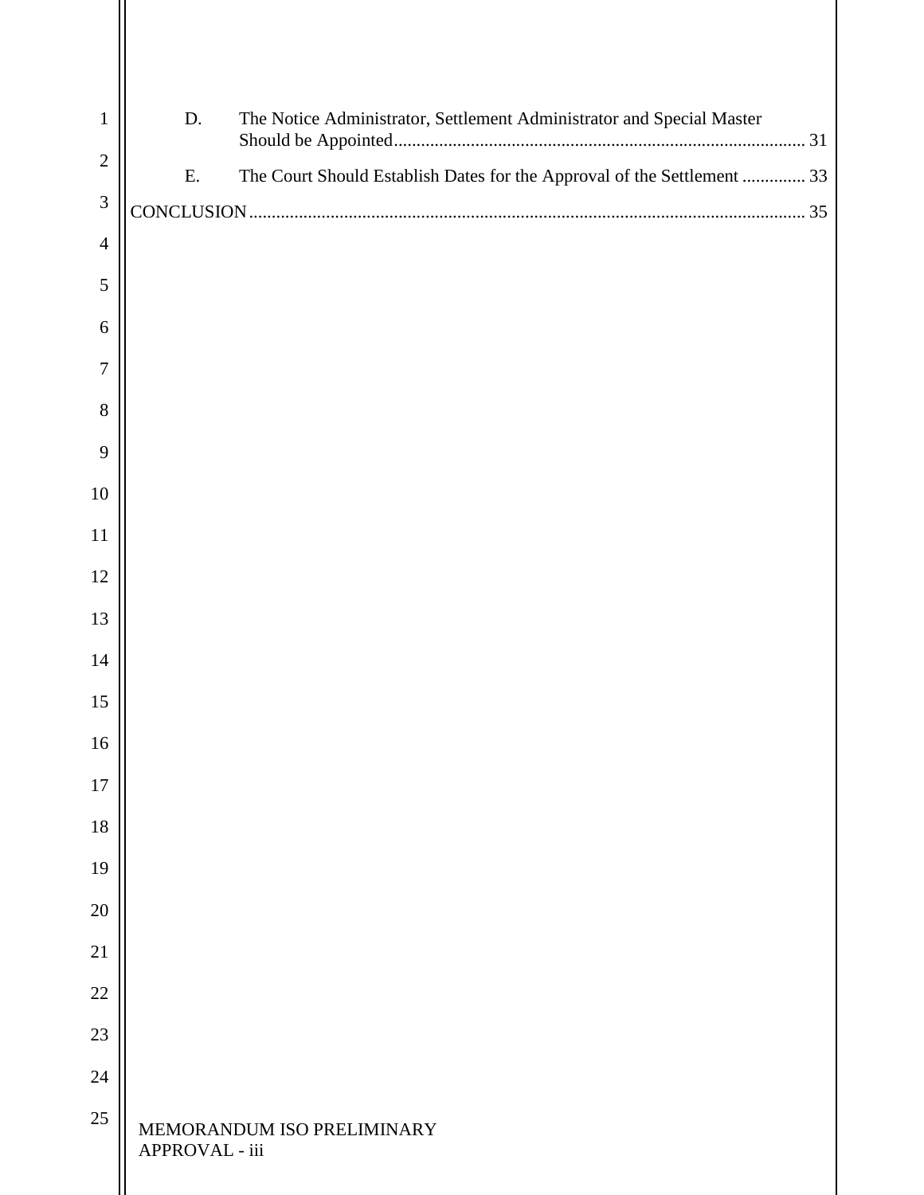D. The Notice Administrator, Settlement Administrator and Special Master Should be Appointed........................................................................................... 31

E. The Court Should Establish Dates for the Approval of the Settlement .............. 33

CONCLUSION.......................................................................................................................... 35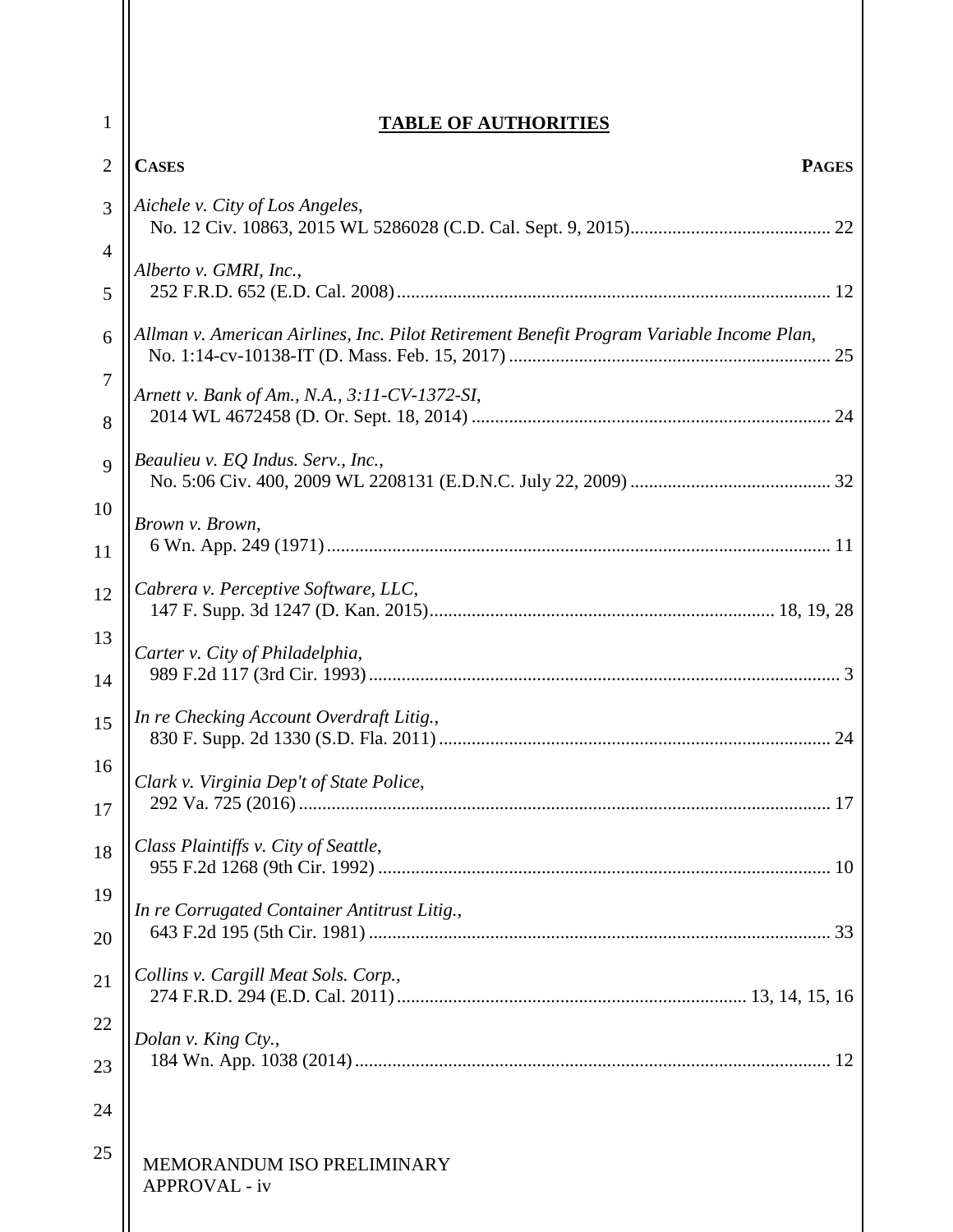# TABLE OF AUTHORITIES

| CASES | PAGES |
|---|---|
| *Aichele v. City of Los Angeles*, No. 12 Civ. 10863, 2015 WL 5286028 (C.D. Cal. Sept. 9, 2015) | 22 |
| *Alberto v. GMRI, Inc.*, 252 F.R.D. 652 (E.D. Cal. 2008) | 12 |
| *Allman v. American Airlines, Inc. Pilot Retirement Benefit Program Variable Income Plan*, No. 1:14-cv-10138-IT (D. Mass. Feb. 15, 2017) | 25 |
| *Arnett v. Bank of Am., N.A., 3:11-CV-1372-SI*, 2014 WL 4672458 (D. Or. Sept. 18, 2014) | 24 |
| *Beaulieu v. EQ Indus. Serv., Inc.*, No. 5:06 Civ. 400, 2009 WL 2208131 (E.D.N.C. July 22, 2009) | 32 |
| *Brown v. Brown*, 6 Wn. App. 249 (1971) | 11 |
| *Cabrera v. Perceptive Software, LLC*, 147 F. Supp. 3d 1247 (D. Kan. 2015) | 18, 19, 28 |
| *Carter v. City of Philadelphia*, 989 F.2d 117 (3rd Cir. 1993) | 3 |
| *In re Checking Account Overdraft Litig.*, 830 F. Supp. 2d 1330 (S.D. Fla. 2011) | 24 |
| *Clark v. Virginia Dep't of State Police*, 292 Va. 725 (2016) | 17 |
| *Class Plaintiffs v. City of Seattle*, 955 F.2d 1268 (9th Cir. 1992) | 10 |
| *In re Corrugated Container Antitrust Litig.*, 643 F.2d 195 (5th Cir. 1981) | 33 |
| *Collins v. Cargill Meat Sols. Corp.*, 274 F.R.D. 294 (E.D. Cal. 2011) | 13, 14, 15, 16 |
| *Dolan v. King Cty.*, 184 Wn. App. 1038 (2014) | 12 |

MEMORANDUM ISO PRELIMINARY APPROVAL - iv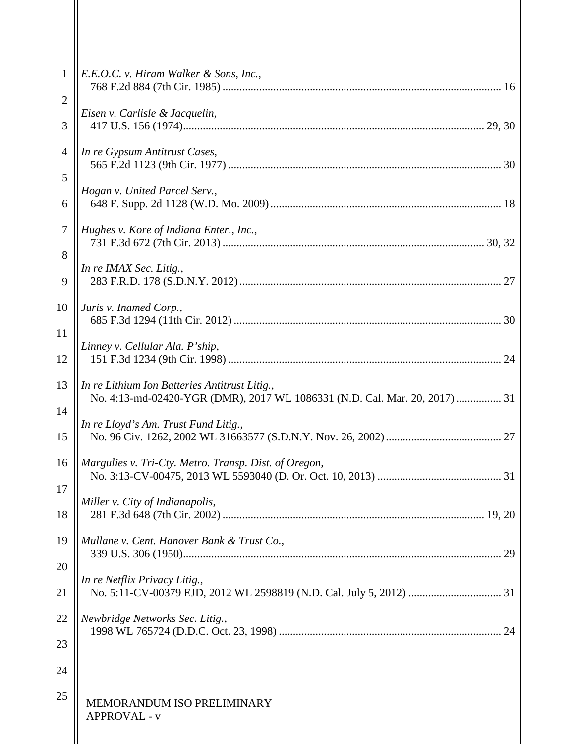*E.E.O.C. v. Hiram Walker & Sons, Inc.*,
768 F.2d 884 (7th Cir. 1985) ........................................................................................... 16

*Eisen v. Carlisle & Jacquelin*,
417 U.S. 156 (1974)........................................................................................................ 29, 30

*In re Gypsum Antitrust Cases*,
565 F.2d 1123 (9th Cir. 1977) ......................................................................................... 30

*Hogan v. United Parcel Serv.*,
648 F. Supp. 2d 1128 (W.D. Mo. 2009) ......................................................................... 18

*Hughes v. Kore of Indiana Enter., Inc.*,
731 F.3d 672 (7th Cir. 2013) ...................................................................................... 30, 32

*In re IMAX Sec. Litig.*,
283 F.R.D. 178 (S.D.N.Y. 2012) ..................................................................................... 27

*Juris v. Inamed Corp.*,
685 F.3d 1294 (11th Cir. 2012) ....................................................................................... 30

*Linney v. Cellular Ala. P'ship*,
151 F.3d 1234 (9th Cir. 1998) ......................................................................................... 24

*In re Lithium Ion Batteries Antitrust Litig.*,
No. 4:13-md-02420-YGR (DMR), 2017 WL 1086331 (N.D. Cal. Mar. 20, 2017) ................ 31

*In re Lloyd's Am. Trust Fund Litig.*,
No. 96 Civ. 1262, 2002 WL 31663577 (S.D.N.Y. Nov. 26, 2002) ......................................... 27

*Margulies v. Tri-Cty. Metro. Transp. Dist. of Oregon*,
No. 3:13-CV-00475, 2013 WL 5593040 (D. Or. Oct. 10, 2013) ............................................ 31

*Miller v. City of Indianapolis*,
281 F.3d 648 (7th Cir. 2002) ...................................................................................... 19, 20

*Mullane v. Cent. Hanover Bank & Trust Co.*,
339 U.S. 306 (1950)........................................................................................................ 29

*In re Netflix Privacy Litig.*,
No. 5:11-CV-00379 EJD, 2012 WL 2598819 (N.D. Cal. July 5, 2012) ................................. 31

*Newbridge Networks Sec. Litig.*,
1998 WL 765724 (D.D.C. Oct. 23, 1998) ........................................................................ 24

MEMORANDUM ISO PRELIMINARY APPROVAL - v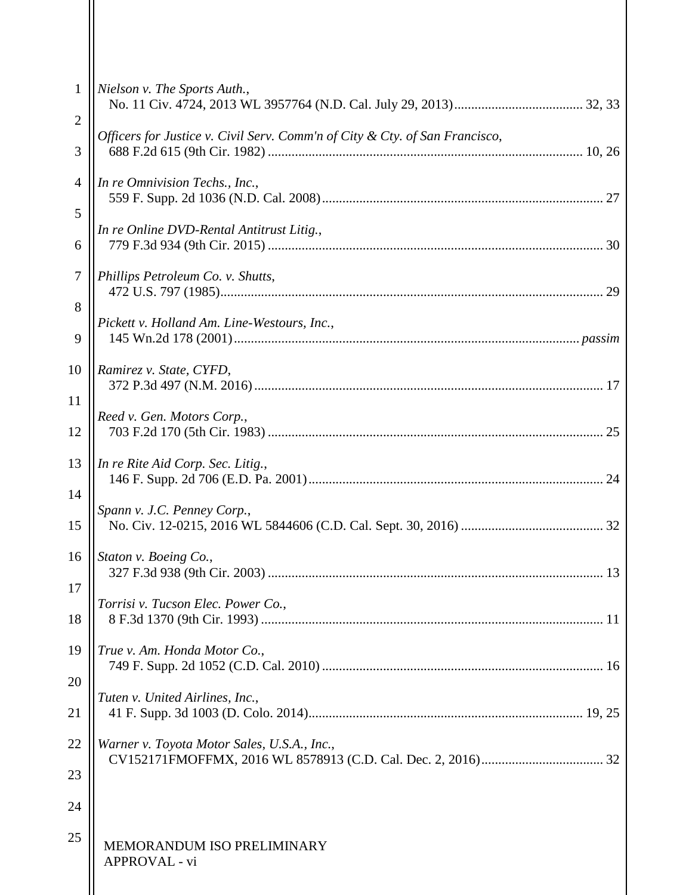*Nielson v. The Sports Auth.*,
No. 11 Civ. 4724, 2013 WL 3957764 (N.D. Cal. July 29, 2013)...................................... 32, 33

*Officers for Justice v. Civil Serv. Comm'n of City & Cty. of San Francisco*,
688 F.2d 615 (9th Cir. 1982) .............................................................................................. 10, 26

*In re Omnivision Techs., Inc.*,
559 F. Supp. 2d 1036 (N.D. Cal. 2008)................................................................................... 27

*In re Online DVD-Rental Antitrust Litig.*,
779 F.3d 934 (9th Cir. 2015) ................................................................................................... 30

*Phillips Petroleum Co. v. Shutts*,
472 U.S. 797 (1985)................................................................................................................. 29

*Pickett v. Holland Am. Line-Westours, Inc.*,
145 Wn.2d 178 (2001)...................................................................................................... *passim*

*Ramirez v. State, CYFD*,
372 P.3d 497 (N.M. 2016)....................................................................................................... 17

*Reed v. Gen. Motors Corp.*,
703 F.2d 170 (5th Cir. 1983) ................................................................................................... 25

*In re Rite Aid Corp. Sec. Litig.*,
146 F. Supp. 2d 706 (E.D. Pa. 2001)....................................................................................... 24

*Spann v. J.C. Penney Corp.*,
No. Civ. 12-0215, 2016 WL 5844606 (C.D. Cal. Sept. 30, 2016) .......................................... 32

*Staton v. Boeing Co.*,
327 F.3d 938 (9th Cir. 2003) ................................................................................................... 13

*Torrisi v. Tucson Elec. Power Co.*,
8 F.3d 1370 (9th Cir. 1993) ..................................................................................................... 11

*True v. Am. Honda Motor Co.*,
749 F. Supp. 2d 1052 (C.D. Cal. 2010) ................................................................................... 16

*Tuten v. United Airlines, Inc.*,
41 F. Supp. 3d 1003 (D. Colo. 2014)................................................................................. 19, 25

*Warner v. Toyota Motor Sales, U.S.A., Inc.*,
CV152171FMOFFMX, 2016 WL 8578913 (C.D. Cal. Dec. 2, 2016).................................... 32

MEMORANDUM ISO PRELIMINARY APPROVAL - vi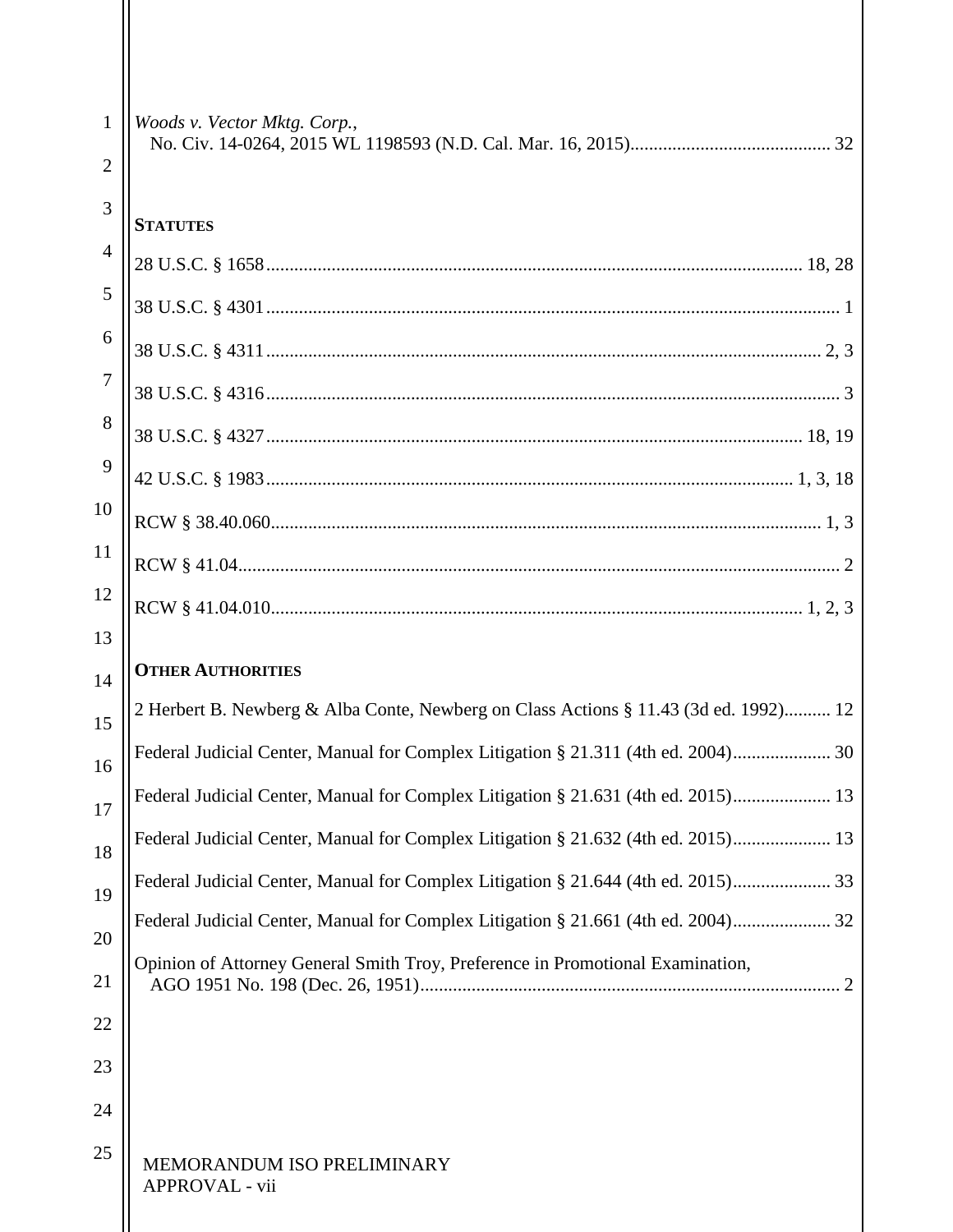*Woods v. Vector Mktg. Corp.*,
No. Civ. 14-0264, 2015 WL 1198593 (N.D. Cal. Mar. 16, 2015) ... 32

**STATUTES**

28 U.S.C. § 1658 ... 18, 28

38 U.S.C. § 4301 ... 1

38 U.S.C. § 4311 ... 2, 3

38 U.S.C. § 4316 ... 3

38 U.S.C. § 4327 ... 18, 19

42 U.S.C. § 1983 ... 1, 3, 18

RCW § 38.40.060 ... 1, 3

RCW § 41.04 ... 2

RCW § 41.04.010 ... 1, 2, 3

**OTHER AUTHORITIES**

2 Herbert B. Newberg & Alba Conte, Newberg on Class Actions § 11.43 (3d ed. 1992) ... 12

Federal Judicial Center, Manual for Complex Litigation § 21.311 (4th ed. 2004) ... 30

Federal Judicial Center, Manual for Complex Litigation § 21.631 (4th ed. 2015) ... 13

Federal Judicial Center, Manual for Complex Litigation § 21.632 (4th ed. 2015) ... 13

Federal Judicial Center, Manual for Complex Litigation § 21.644 (4th ed. 2015) ... 33

Federal Judicial Center, Manual for Complex Litigation § 21.661 (4th ed. 2004) ... 32

Opinion of Attorney General Smith Troy, Preference in Promotional Examination,
AGO 1951 No. 198 (Dec. 26, 1951) ... 2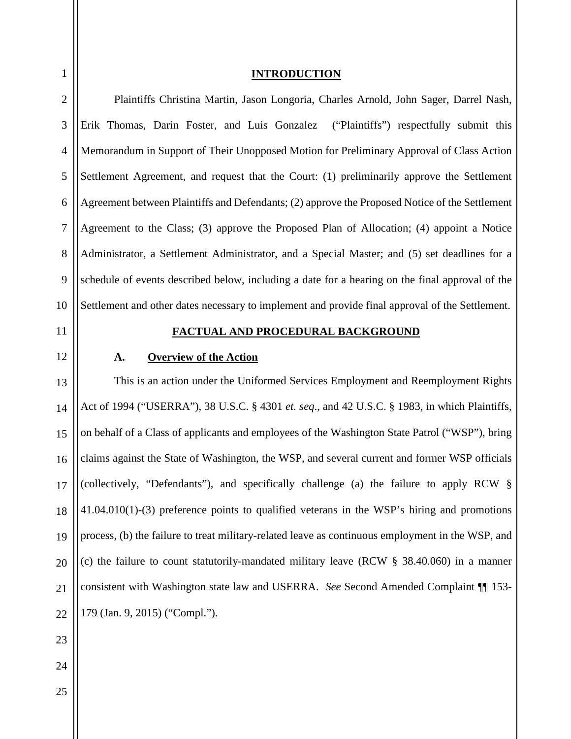## INTRODUCTION

Plaintiffs Christina Martin, Jason Longoria, Charles Arnold, John Sager, Darrel Nash, Erik Thomas, Darin Foster, and Luis Gonzalez ("Plaintiffs") respectfully submit this Memorandum in Support of Their Unopposed Motion for Preliminary Approval of Class Action Settlement Agreement, and request that the Court: (1) preliminarily approve the Settlement Agreement between Plaintiffs and Defendants; (2) approve the Proposed Notice of the Settlement Agreement to the Class; (3) approve the Proposed Plan of Allocation; (4) appoint a Notice Administrator, a Settlement Administrator, and a Special Master; and (5) set deadlines for a schedule of events described below, including a date for a hearing on the final approval of the Settlement and other dates necessary to implement and provide final approval of the Settlement.

## FACTUAL AND PROCEDURAL BACKGROUND

### A. Overview of the Action

This is an action under the Uniformed Services Employment and Reemployment Rights Act of 1994 ("USERRA"), 38 U.S.C. § 4301 *et. seq*., and 42 U.S.C. § 1983, in which Plaintiffs, on behalf of a Class of applicants and employees of the Washington State Patrol ("WSP"), bring claims against the State of Washington, the WSP, and several current and former WSP officials (collectively, "Defendants"), and specifically challenge (a) the failure to apply RCW § 41.04.010(1)-(3) preference points to qualified veterans in the WSP's hiring and promotions process, (b) the failure to treat military-related leave as continuous employment in the WSP, and (c) the failure to count statutorily-mandated military leave (RCW § 38.40.060) in a manner consistent with Washington state law and USERRA. *See* Second Amended Complaint ¶¶ 153-179 (Jan. 9, 2015) ("Compl.").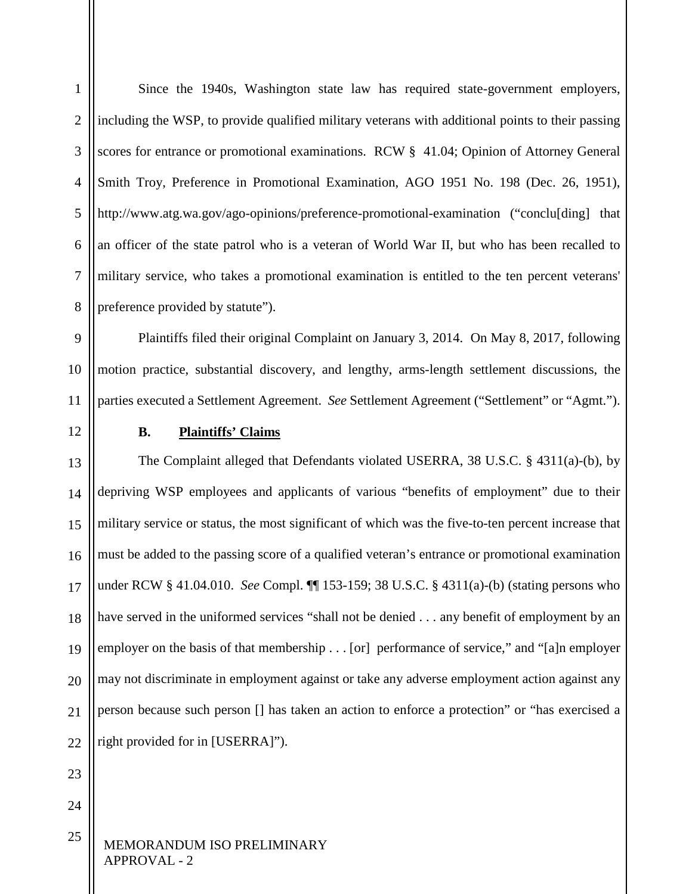Since the 1940s, Washington state law has required state-government employers, including the WSP, to provide qualified military veterans with additional points to their passing scores for entrance or promotional examinations. RCW § 41.04; Opinion of Attorney General Smith Troy, Preference in Promotional Examination, AGO 1951 No. 198 (Dec. 26, 1951), http://www.atg.wa.gov/ago-opinions/preference-promotional-examination ("conclu[ding] that an officer of the state patrol who is a veteran of World War II, but who has been recalled to military service, who takes a promotional examination is entitled to the ten percent veterans' preference provided by statute").

Plaintiffs filed their original Complaint on January 3, 2014. On May 8, 2017, following motion practice, substantial discovery, and lengthy, arms-length settlement discussions, the parties executed a Settlement Agreement. *See* Settlement Agreement ("Settlement" or "Agmt.").

### B. Plaintiffs' Claims

The Complaint alleged that Defendants violated USERRA, 38 U.S.C. § 4311(a)-(b), by depriving WSP employees and applicants of various "benefits of employment" due to their military service or status, the most significant of which was the five-to-ten percent increase that must be added to the passing score of a qualified veteran's entrance or promotional examination under RCW § 41.04.010. *See* Compl. ¶¶ 153-159; 38 U.S.C. § 4311(a)-(b) (stating persons who have served in the uniformed services "shall not be denied . . . any benefit of employment by an employer on the basis of that membership . . . [or] performance of service," and "[a]n employer may not discriminate in employment against or take any adverse employment action against any person because such person [] has taken an action to enforce a protection" or "has exercised a right provided for in [USERRA]").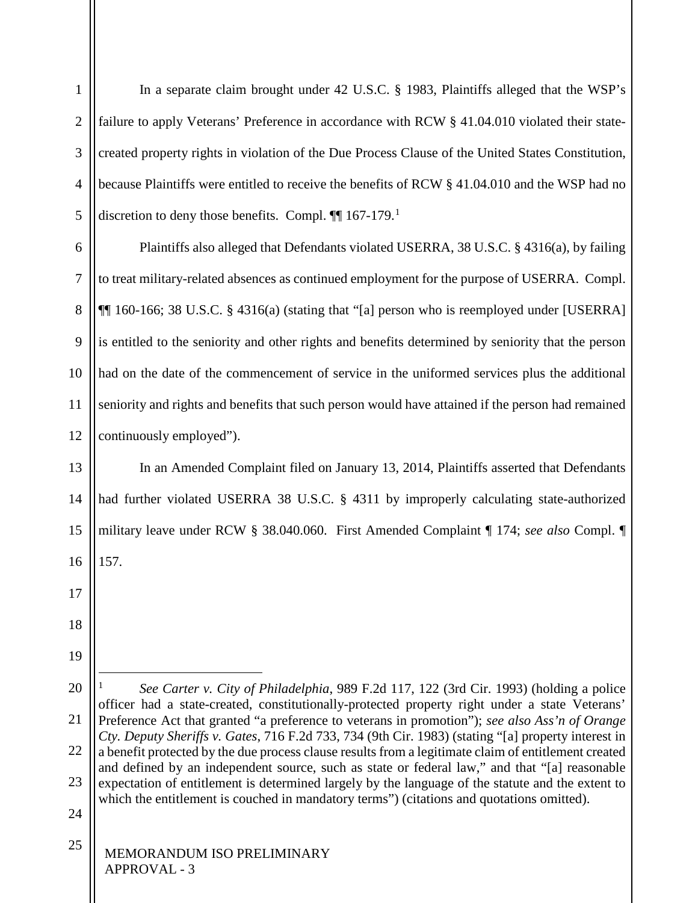In a separate claim brought under 42 U.S.C. § 1983, Plaintiffs alleged that the WSP's failure to apply Veterans' Preference in accordance with RCW § 41.04.010 violated their state-created property rights in violation of the Due Process Clause of the United States Constitution, because Plaintiffs were entitled to receive the benefits of RCW § 41.04.010 and the WSP had no discretion to deny those benefits. Compl. ¶¶ 167-179.[1]

Plaintiffs also alleged that Defendants violated USERRA, 38 U.S.C. § 4316(a), by failing to treat military-related absences as continued employment for the purpose of USERRA. Compl. ¶¶ 160-166; 38 U.S.C. § 4316(a) (stating that "[a] person who is reemployed under [USERRA] is entitled to the seniority and other rights and benefits determined by seniority that the person had on the date of the commencement of service in the uniformed services plus the additional seniority and rights and benefits that such person would have attained if the person had remained continuously employed").

In an Amended Complaint filed on January 13, 2014, Plaintiffs asserted that Defendants had further violated USERRA 38 U.S.C. § 4311 by improperly calculating state-authorized military leave under RCW § 38.040.060. First Amended Complaint ¶ 174; *see also* Compl. ¶ 157.

---

[1] *See Carter v. City of Philadelphia*, 989 F.2d 117, 122 (3rd Cir. 1993) (holding a police officer had a state-created, constitutionally-protected property right under a state Veterans' Preference Act that granted "a preference to veterans in promotion"); *see also Ass'n of Orange Cty. Deputy Sheriffs v. Gates*, 716 F.2d 733, 734 (9th Cir. 1983) (stating "[a] property interest in a benefit protected by the due process clause results from a legitimate claim of entitlement created and defined by an independent source, such as state or federal law," and that "[a] reasonable expectation of entitlement is determined largely by the language of the statute and the extent to which the entitlement is couched in mandatory terms") (citations and quotations omitted).

MEMORANDUM ISO PRELIMINARY APPROVAL - 3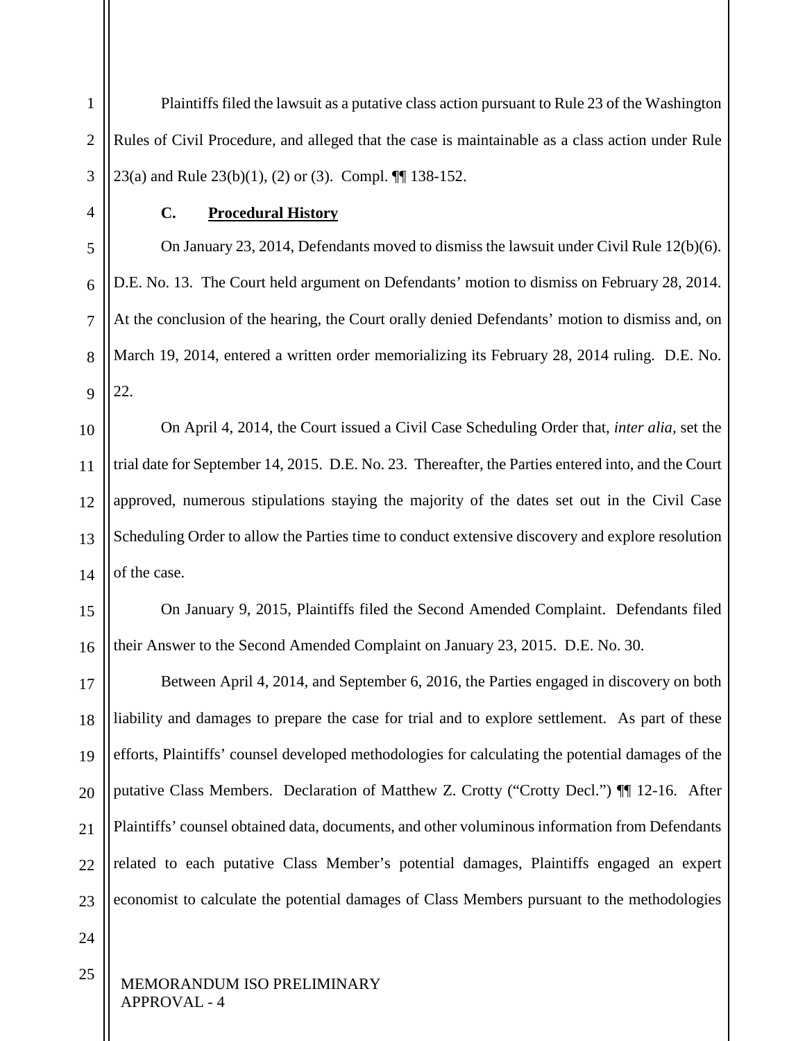Plaintiffs filed the lawsuit as a putative class action pursuant to Rule 23 of the Washington Rules of Civil Procedure, and alleged that the case is maintainable as a class action under Rule 23(a) and Rule 23(b)(1), (2) or (3). Compl. ¶¶ 138-152.

### C. Procedural History

On January 23, 2014, Defendants moved to dismiss the lawsuit under Civil Rule 12(b)(6). D.E. No. 13. The Court held argument on Defendants' motion to dismiss on February 28, 2014. At the conclusion of the hearing, the Court orally denied Defendants' motion to dismiss and, on March 19, 2014, entered a written order memorializing its February 28, 2014 ruling. D.E. No. 22.

On April 4, 2014, the Court issued a Civil Case Scheduling Order that, *inter alia,* set the trial date for September 14, 2015. D.E. No. 23. Thereafter, the Parties entered into, and the Court approved, numerous stipulations staying the majority of the dates set out in the Civil Case Scheduling Order to allow the Parties time to conduct extensive discovery and explore resolution of the case.

On January 9, 2015, Plaintiffs filed the Second Amended Complaint. Defendants filed their Answer to the Second Amended Complaint on January 23, 2015. D.E. No. 30.

Between April 4, 2014, and September 6, 2016, the Parties engaged in discovery on both liability and damages to prepare the case for trial and to explore settlement. As part of these efforts, Plaintiffs' counsel developed methodologies for calculating the potential damages of the putative Class Members. Declaration of Matthew Z. Crotty ("Crotty Decl.") ¶¶ 12-16. After Plaintiffs' counsel obtained data, documents, and other voluminous information from Defendants related to each putative Class Member's potential damages, Plaintiffs engaged an expert economist to calculate the potential damages of Class Members pursuant to the methodologies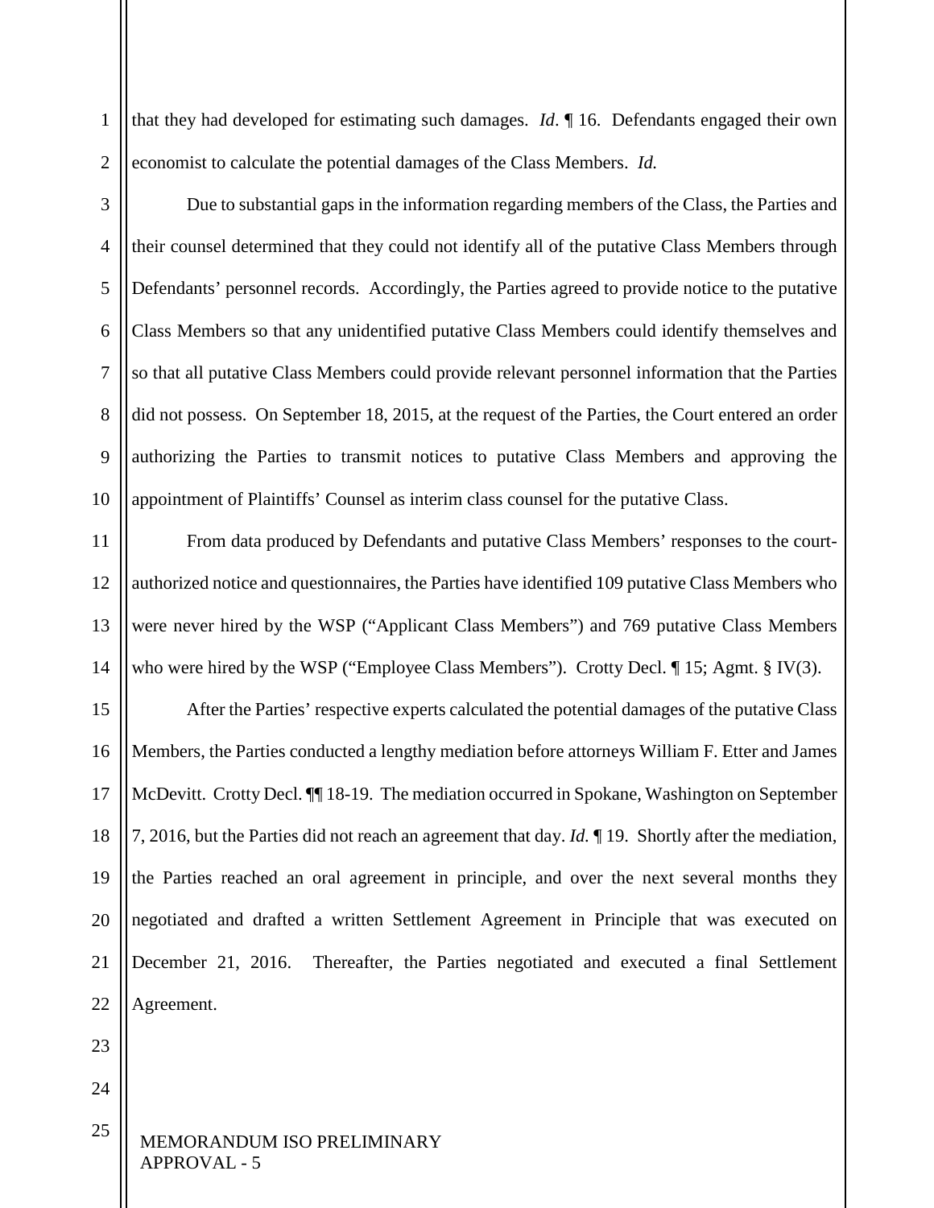that they had developed for estimating such damages. *Id*. ¶ 16. Defendants engaged their own economist to calculate the potential damages of the Class Members. *Id.*

Due to substantial gaps in the information regarding members of the Class, the Parties and their counsel determined that they could not identify all of the putative Class Members through Defendants' personnel records. Accordingly, the Parties agreed to provide notice to the putative Class Members so that any unidentified putative Class Members could identify themselves and so that all putative Class Members could provide relevant personnel information that the Parties did not possess. On September 18, 2015, at the request of the Parties, the Court entered an order authorizing the Parties to transmit notices to putative Class Members and approving the appointment of Plaintiffs' Counsel as interim class counsel for the putative Class.

From data produced by Defendants and putative Class Members' responses to the court-authorized notice and questionnaires, the Parties have identified 109 putative Class Members who were never hired by the WSP ("Applicant Class Members") and 769 putative Class Members who were hired by the WSP ("Employee Class Members"). Crotty Decl. ¶ 15; Agmt. § IV(3).

After the Parties' respective experts calculated the potential damages of the putative Class Members, the Parties conducted a lengthy mediation before attorneys William F. Etter and James McDevitt. Crotty Decl. ¶¶ 18-19. The mediation occurred in Spokane, Washington on September 7, 2016, but the Parties did not reach an agreement that day. *Id.* ¶ 19. Shortly after the mediation, the Parties reached an oral agreement in principle, and over the next several months they negotiated and drafted a written Settlement Agreement in Principle that was executed on December 21, 2016. Thereafter, the Parties negotiated and executed a final Settlement Agreement.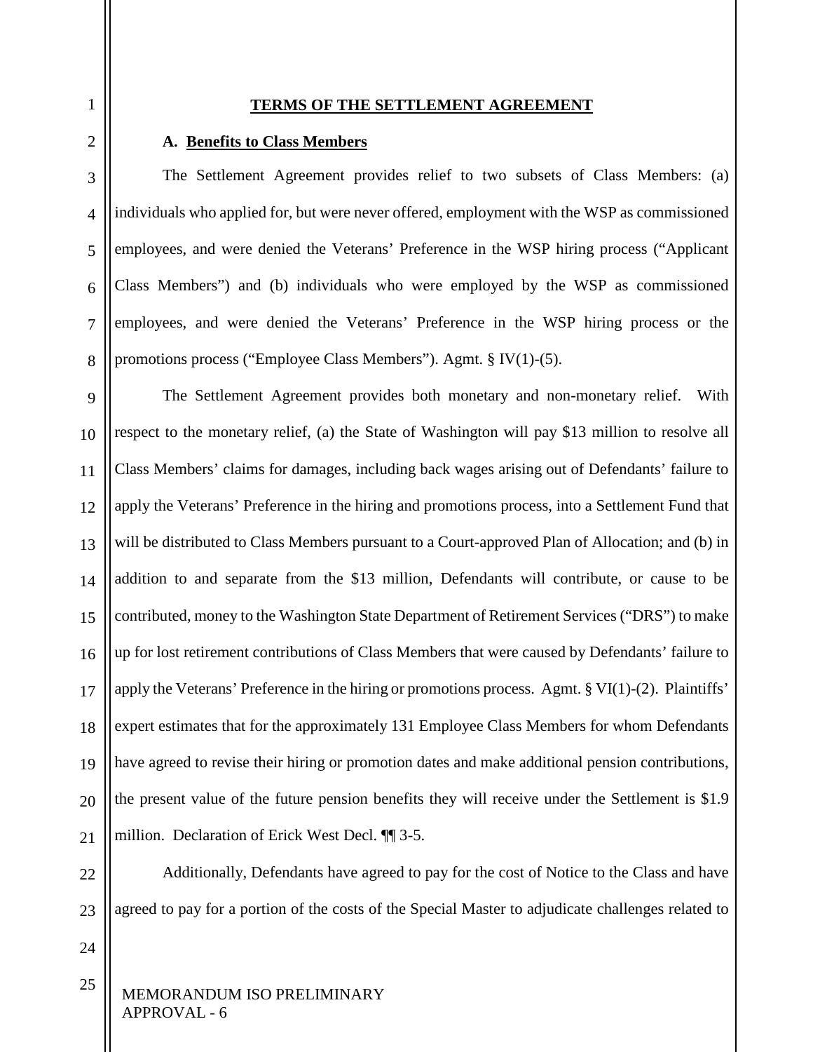## TERMS OF THE SETTLEMENT AGREEMENT

### A. Benefits to Class Members

The Settlement Agreement provides relief to two subsets of Class Members: (a) individuals who applied for, but were never offered, employment with the WSP as commissioned employees, and were denied the Veterans' Preference in the WSP hiring process ("Applicant Class Members") and (b) individuals who were employed by the WSP as commissioned employees, and were denied the Veterans' Preference in the WSP hiring process or the promotions process ("Employee Class Members"). Agmt. § IV(1)-(5).

The Settlement Agreement provides both monetary and non-monetary relief. With respect to the monetary relief, (a) the State of Washington will pay $13 million to resolve all Class Members' claims for damages, including back wages arising out of Defendants' failure to apply the Veterans' Preference in the hiring and promotions process, into a Settlement Fund that will be distributed to Class Members pursuant to a Court-approved Plan of Allocation; and (b) in addition to and separate from the $13 million, Defendants will contribute, or cause to be contributed, money to the Washington State Department of Retirement Services ("DRS") to make up for lost retirement contributions of Class Members that were caused by Defendants' failure to apply the Veterans' Preference in the hiring or promotions process. Agmt. § VI(1)-(2). Plaintiffs' expert estimates that for the approximately 131 Employee Class Members for whom Defendants have agreed to revise their hiring or promotion dates and make additional pension contributions, the present value of the future pension benefits they will receive under the Settlement is $1.9 million. Declaration of Erick West Decl. ¶¶ 3-5.

Additionally, Defendants have agreed to pay for the cost of Notice to the Class and have agreed to pay for a portion of the costs of the Special Master to adjudicate challenges related to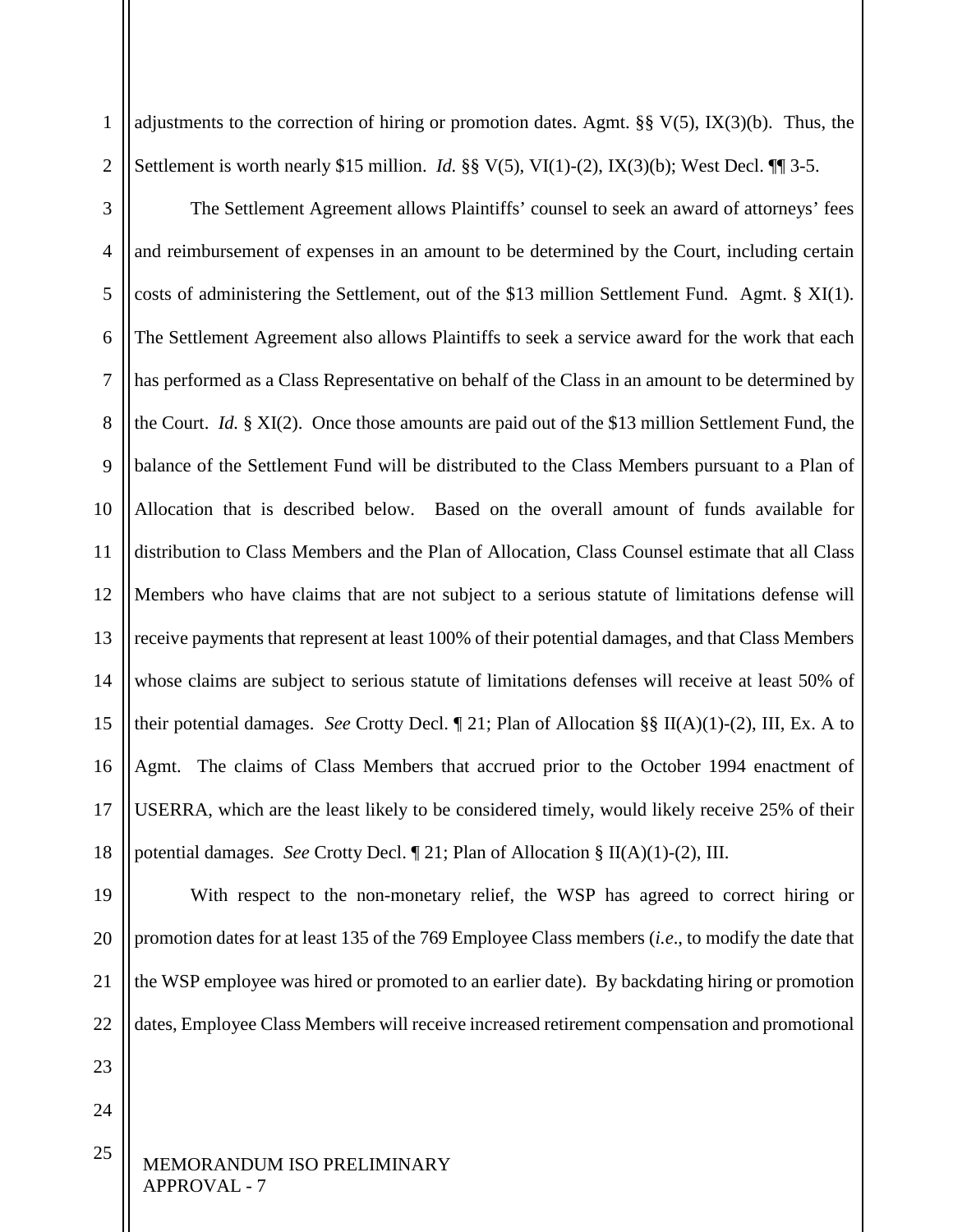adjustments to the correction of hiring or promotion dates. Agmt. §§ V(5), IX(3)(b). Thus, the Settlement is worth nearly $15 million. *Id.* §§ V(5), VI(1)-(2), IX(3)(b); West Decl. ¶¶ 3-5.

The Settlement Agreement allows Plaintiffs' counsel to seek an award of attorneys' fees and reimbursement of expenses in an amount to be determined by the Court, including certain costs of administering the Settlement, out of the $13 million Settlement Fund. Agmt. § XI(1). The Settlement Agreement also allows Plaintiffs to seek a service award for the work that each has performed as a Class Representative on behalf of the Class in an amount to be determined by the Court. *Id.* § XI(2). Once those amounts are paid out of the $13 million Settlement Fund, the balance of the Settlement Fund will be distributed to the Class Members pursuant to a Plan of Allocation that is described below. Based on the overall amount of funds available for distribution to Class Members and the Plan of Allocation, Class Counsel estimate that all Class Members who have claims that are not subject to a serious statute of limitations defense will receive payments that represent at least 100% of their potential damages, and that Class Members whose claims are subject to serious statute of limitations defenses will receive at least 50% of their potential damages. *See* Crotty Decl. ¶ 21; Plan of Allocation §§ II(A)(1)-(2), III, Ex. A to Agmt. The claims of Class Members that accrued prior to the October 1994 enactment of USERRA, which are the least likely to be considered timely, would likely receive 25% of their potential damages. *See* Crotty Decl. ¶ 21; Plan of Allocation § II(A)(1)-(2), III.

With respect to the non-monetary relief, the WSP has agreed to correct hiring or promotion dates for at least 135 of the 769 Employee Class members (*i.e.*, to modify the date that the WSP employee was hired or promoted to an earlier date). By backdating hiring or promotion dates, Employee Class Members will receive increased retirement compensation and promotional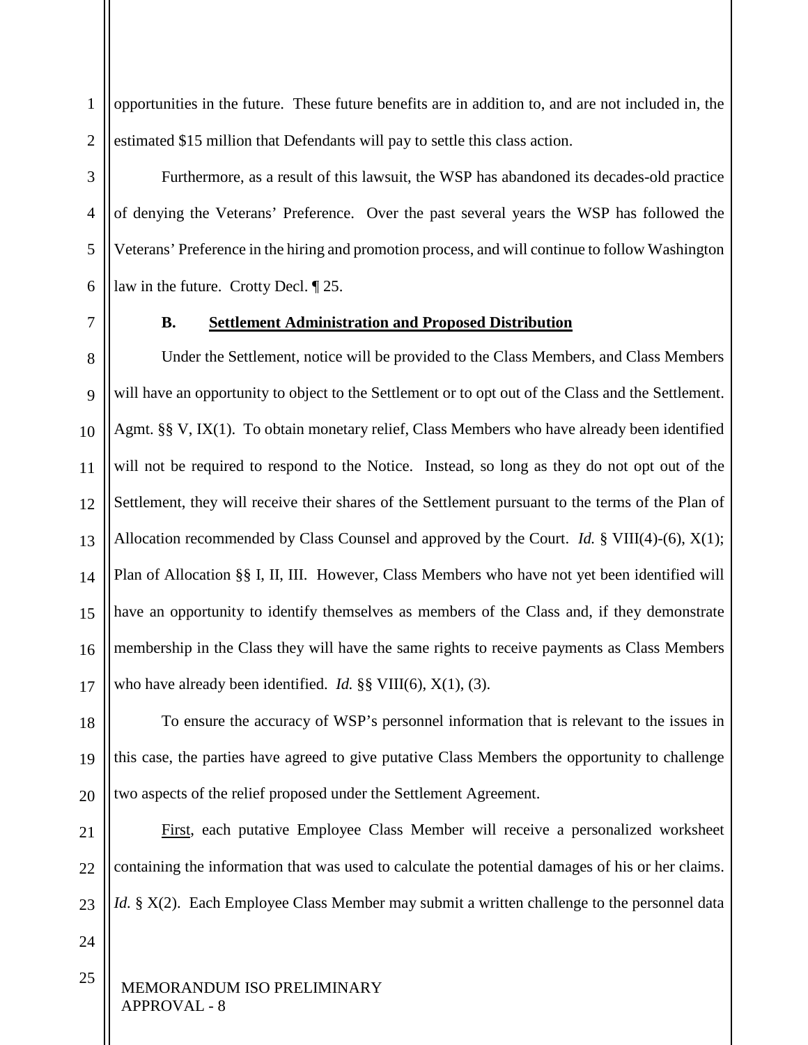opportunities in the future. These future benefits are in addition to, and are not included in, the estimated $15 million that Defendants will pay to settle this class action.

Furthermore, as a result of this lawsuit, the WSP has abandoned its decades-old practice of denying the Veterans' Preference. Over the past several years the WSP has followed the Veterans' Preference in the hiring and promotion process, and will continue to follow Washington law in the future. Crotty Decl. ¶ 25.

### B. Settlement Administration and Proposed Distribution

Under the Settlement, notice will be provided to the Class Members, and Class Members will have an opportunity to object to the Settlement or to opt out of the Class and the Settlement. Agmt. §§ V, IX(1). To obtain monetary relief, Class Members who have already been identified will not be required to respond to the Notice. Instead, so long as they do not opt out of the Settlement, they will receive their shares of the Settlement pursuant to the terms of the Plan of Allocation recommended by Class Counsel and approved by the Court. *Id.* § VIII(4)-(6), X(1); Plan of Allocation §§ I, II, III. However, Class Members who have not yet been identified will have an opportunity to identify themselves as members of the Class and, if they demonstrate membership in the Class they will have the same rights to receive payments as Class Members who have already been identified. *Id.* §§ VIII(6), X(1), (3).

To ensure the accuracy of WSP's personnel information that is relevant to the issues in this case, the parties have agreed to give putative Class Members the opportunity to challenge two aspects of the relief proposed under the Settlement Agreement.

First, each putative Employee Class Member will receive a personalized worksheet containing the information that was used to calculate the potential damages of his or her claims. *Id.* § X(2). Each Employee Class Member may submit a written challenge to the personnel data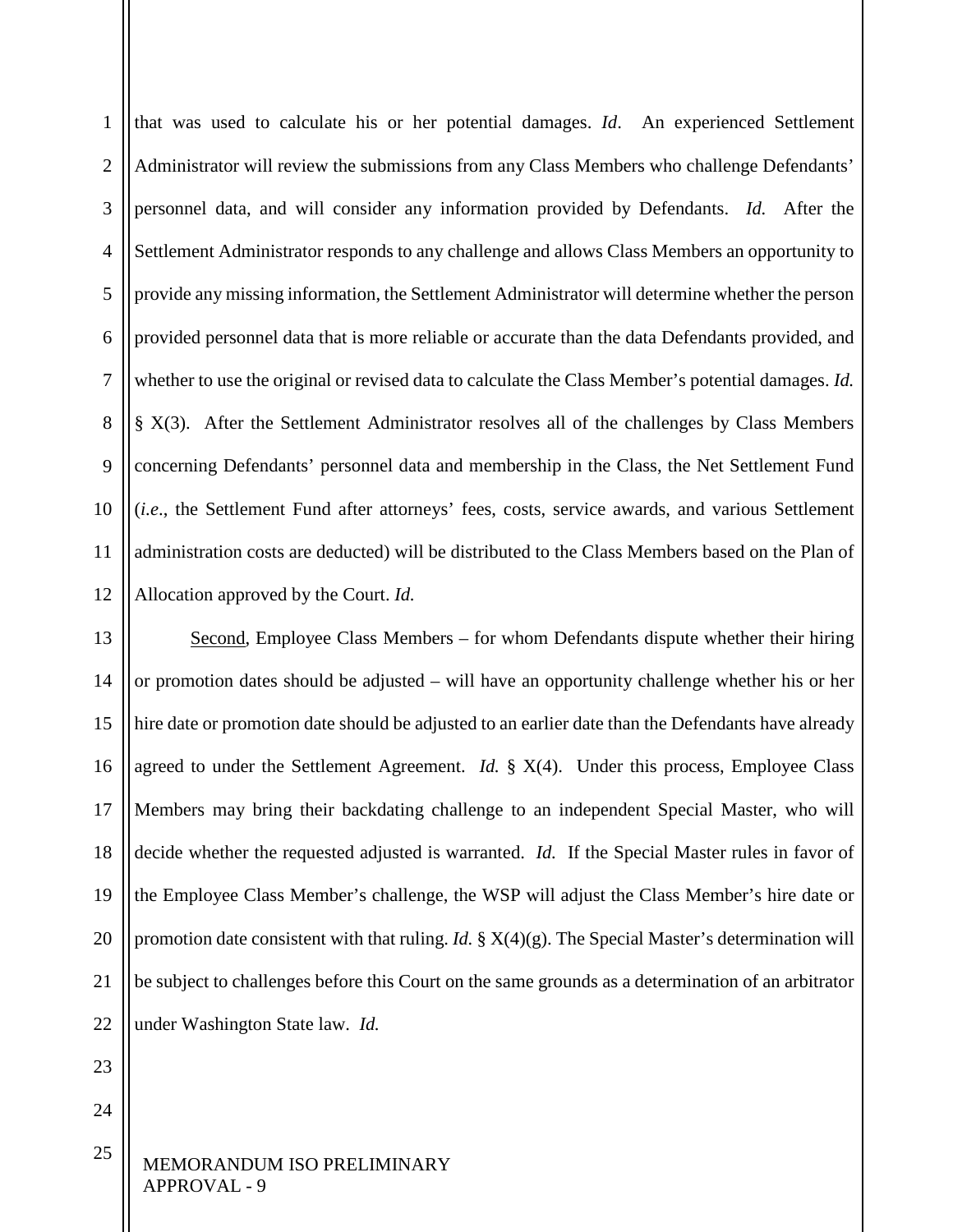that was used to calculate his or her potential damages. *Id*. An experienced Settlement Administrator will review the submissions from any Class Members who challenge Defendants' personnel data, and will consider any information provided by Defendants. *Id.* After the Settlement Administrator responds to any challenge and allows Class Members an opportunity to provide any missing information, the Settlement Administrator will determine whether the person provided personnel data that is more reliable or accurate than the data Defendants provided, and whether to use the original or revised data to calculate the Class Member's potential damages. *Id.* § X(3). After the Settlement Administrator resolves all of the challenges by Class Members concerning Defendants' personnel data and membership in the Class, the Net Settlement Fund (*i.e*., the Settlement Fund after attorneys' fees, costs, service awards, and various Settlement administration costs are deducted) will be distributed to the Class Members based on the Plan of Allocation approved by the Court. *Id.*

<u>Second</u>, Employee Class Members – for whom Defendants dispute whether their hiring or promotion dates should be adjusted – will have an opportunity challenge whether his or her hire date or promotion date should be adjusted to an earlier date than the Defendants have already agreed to under the Settlement Agreement. *Id.* § X(4). Under this process, Employee Class Members may bring their backdating challenge to an independent Special Master, who will decide whether the requested adjusted is warranted. *Id.* If the Special Master rules in favor of the Employee Class Member's challenge, the WSP will adjust the Class Member's hire date or promotion date consistent with that ruling. *Id.* § X(4)(g). The Special Master's determination will be subject to challenges before this Court on the same grounds as a determination of an arbitrator under Washington State law. *Id.*

MEMORANDUM ISO PRELIMINARY APPROVAL - 9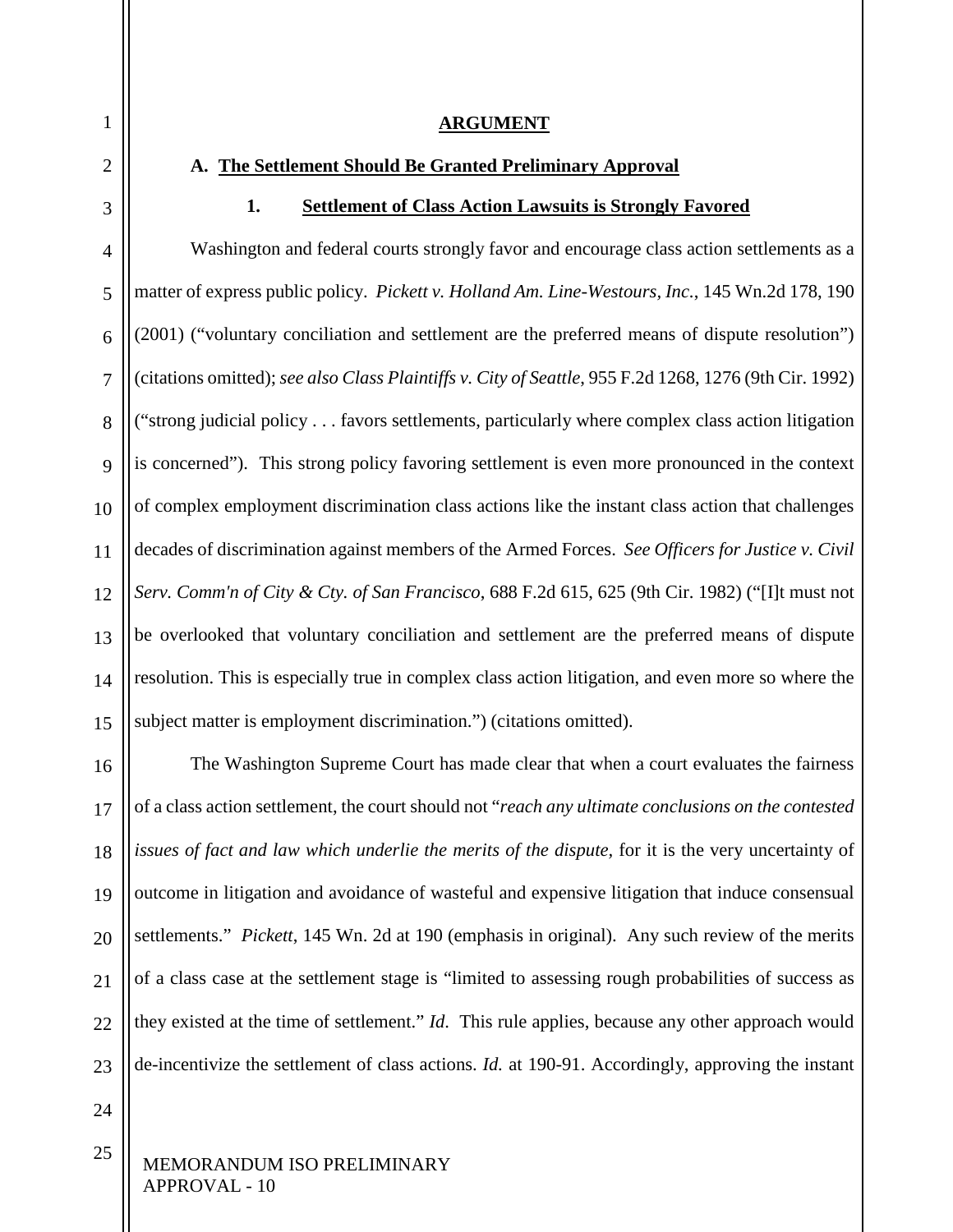## ARGUMENT

### A. The Settlement Should Be Granted Preliminary Approval

#### 1. Settlement of Class Action Lawsuits is Strongly Favored

Washington and federal courts strongly favor and encourage class action settlements as a matter of express public policy. *Pickett v. Holland Am. Line-Westours, Inc.*, 145 Wn.2d 178, 190 (2001) ("voluntary conciliation and settlement are the preferred means of dispute resolution") (citations omitted); *see also Class Plaintiffs v. City of Seattle*, 955 F.2d 1268, 1276 (9th Cir. 1992) ("strong judicial policy . . . favors settlements, particularly where complex class action litigation is concerned"). This strong policy favoring settlement is even more pronounced in the context of complex employment discrimination class actions like the instant class action that challenges decades of discrimination against members of the Armed Forces. *See Officers for Justice v. Civil Serv. Comm'n of City & Cty. of San Francisco*, 688 F.2d 615, 625 (9th Cir. 1982) ("[I]t must not be overlooked that voluntary conciliation and settlement are the preferred means of dispute resolution. This is especially true in complex class action litigation, and even more so where the subject matter is employment discrimination.") (citations omitted).

The Washington Supreme Court has made clear that when a court evaluates the fairness of a class action settlement, the court should not "*reach any ultimate conclusions on the contested issues of fact and law which underlie the merits of the dispute*, for it is the very uncertainty of outcome in litigation and avoidance of wasteful and expensive litigation that induce consensual settlements." *Pickett*, 145 Wn. 2d at 190 (emphasis in original). Any such review of the merits of a class case at the settlement stage is "limited to assessing rough probabilities of success as they existed at the time of settlement." *Id*. This rule applies, because any other approach would de-incentivize the settlement of class actions. *Id.* at 190-91. Accordingly, approving the instant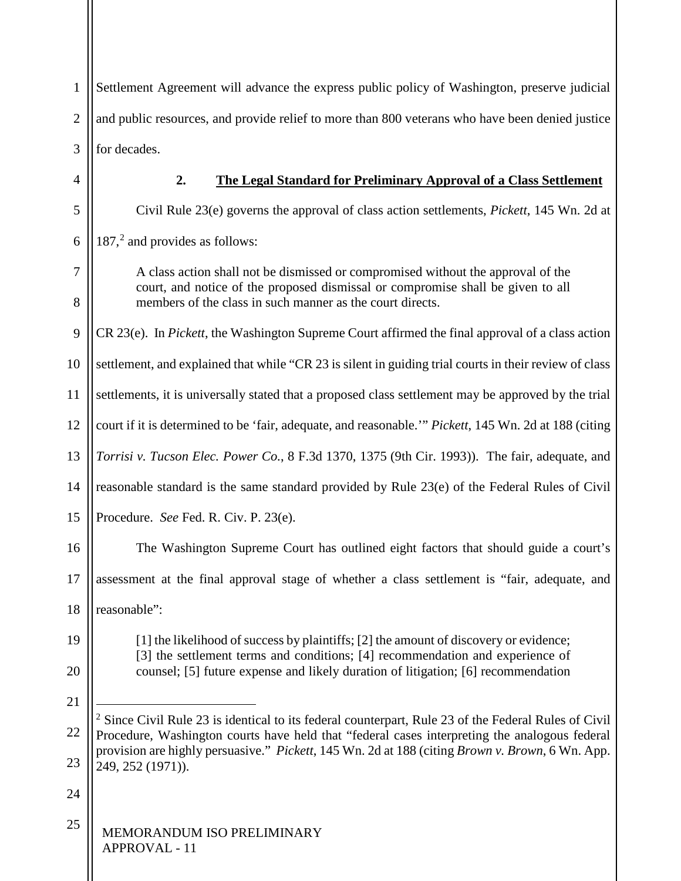Settlement Agreement will advance the express public policy of Washington, preserve judicial and public resources, and provide relief to more than 800 veterans who have been denied justice for decades.

### 2. The Legal Standard for Preliminary Approval of a Class Settlement

Civil Rule 23(e) governs the approval of class action settlements, *Pickett*, 145 Wn. 2d at 187,[2] and provides as follows:

> A class action shall not be dismissed or compromised without the approval of the court, and notice of the proposed dismissal or compromise shall be given to all members of the class in such manner as the court directs.

CR 23(e). In *Pickett*, the Washington Supreme Court affirmed the final approval of a class action settlement, and explained that while "CR 23 is silent in guiding trial courts in their review of class settlements, it is universally stated that a proposed class settlement may be approved by the trial court if it is determined to be 'fair, adequate, and reasonable.'" *Pickett*, 145 Wn. 2d at 188 (citing *Torrisi v. Tucson Elec. Power Co.*, 8 F.3d 1370, 1375 (9th Cir. 1993)). The fair, adequate, and reasonable standard is the same standard provided by Rule 23(e) of the Federal Rules of Civil Procedure. *See* Fed. R. Civ. P. 23(e).

The Washington Supreme Court has outlined eight factors that should guide a court's assessment at the final approval stage of whether a class settlement is "fair, adequate, and reasonable":

> [1] the likelihood of success by plaintiffs; [2] the amount of discovery or evidence; [3] the settlement terms and conditions; [4] recommendation and experience of counsel; [5] future expense and likely duration of litigation; [6] recommendation

---

[2] Since Civil Rule 23 is identical to its federal counterpart, Rule 23 of the Federal Rules of Civil Procedure, Washington courts have held that "federal cases interpreting the analogous federal provision are highly persuasive." *Pickett*, 145 Wn. 2d at 188 (citing *Brown v. Brown*, 6 Wn. App. 249, 252 (1971)).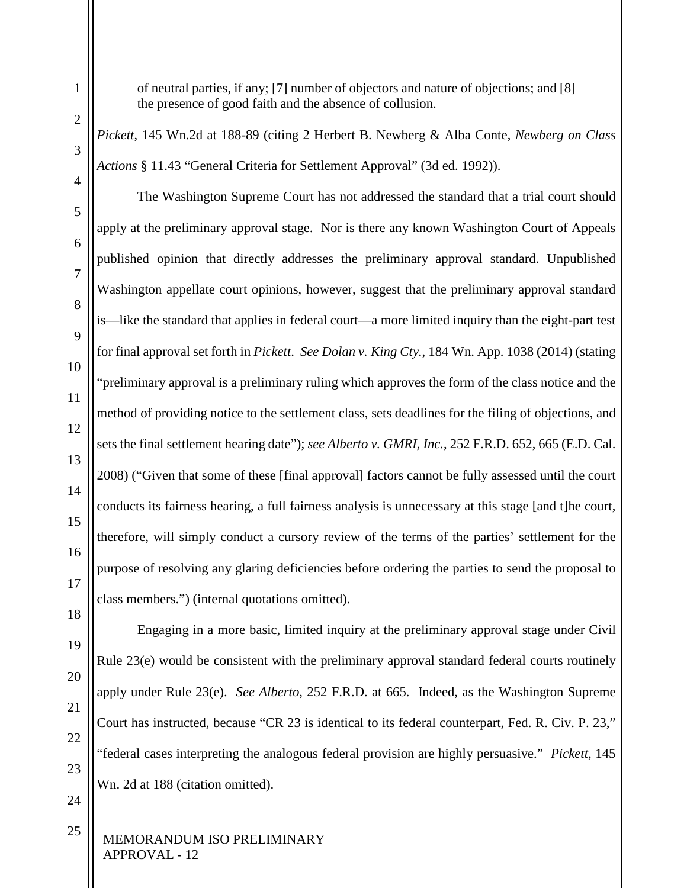> of neutral parties, if any; [7] number of objectors and nature of objections; and [8] the presence of good faith and the absence of collusion.

*Pickett*, 145 Wn.2d at 188-89 (citing 2 Herbert B. Newberg & Alba Conte, *Newberg on Class Actions* § 11.43 "General Criteria for Settlement Approval" (3d ed. 1992)).

The Washington Supreme Court has not addressed the standard that a trial court should apply at the preliminary approval stage. Nor is there any known Washington Court of Appeals published opinion that directly addresses the preliminary approval standard. Unpublished Washington appellate court opinions, however, suggest that the preliminary approval standard is—like the standard that applies in federal court—a more limited inquiry than the eight-part test for final approval set forth in *Pickett*. *See Dolan v. King Cty.*, 184 Wn. App. 1038 (2014) (stating "preliminary approval is a preliminary ruling which approves the form of the class notice and the method of providing notice to the settlement class, sets deadlines for the filing of objections, and sets the final settlement hearing date"); *see Alberto v. GMRI, Inc.*, 252 F.R.D. 652, 665 (E.D. Cal. 2008) ("Given that some of these [final approval] factors cannot be fully assessed until the court conducts its fairness hearing, a full fairness analysis is unnecessary at this stage [and t]he court, therefore, will simply conduct a cursory review of the terms of the parties' settlement for the purpose of resolving any glaring deficiencies before ordering the parties to send the proposal to class members.") (internal quotations omitted).

Engaging in a more basic, limited inquiry at the preliminary approval stage under Civil Rule 23(e) would be consistent with the preliminary approval standard federal courts routinely apply under Rule 23(e). *See Alberto*, 252 F.R.D. at 665. Indeed, as the Washington Supreme Court has instructed, because "CR 23 is identical to its federal counterpart, Fed. R. Civ. P. 23," "federal cases interpreting the analogous federal provision are highly persuasive." *Pickett*, 145 Wn. 2d at 188 (citation omitted).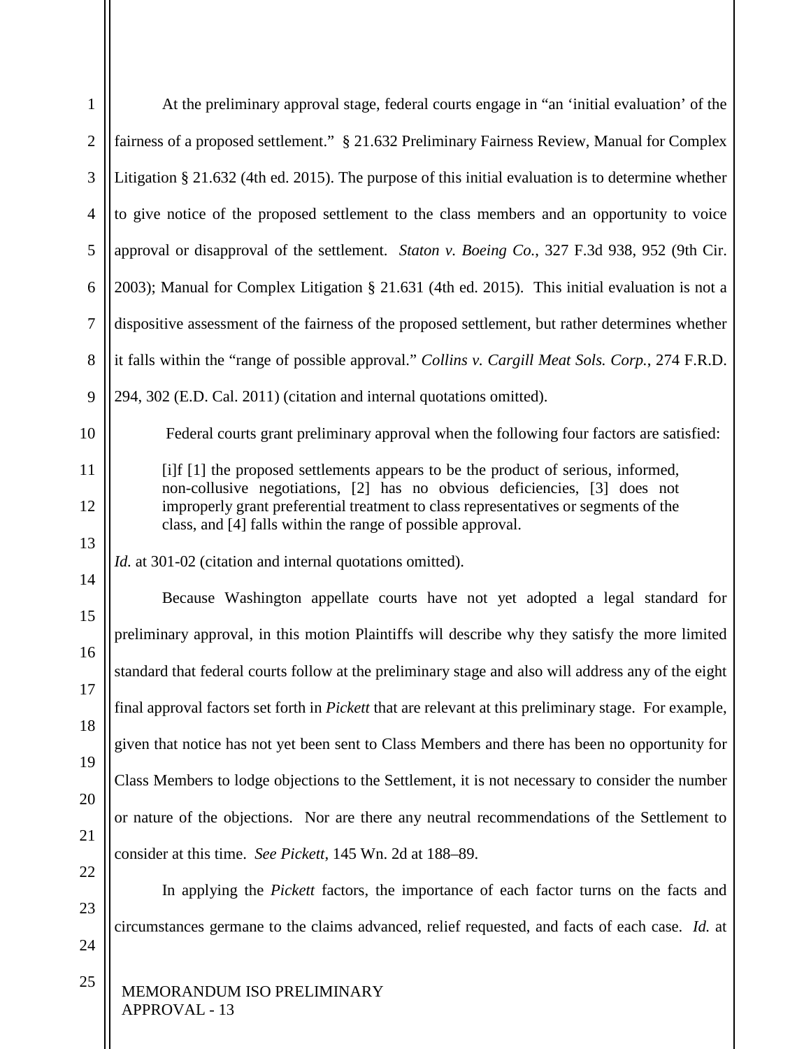At the preliminary approval stage, federal courts engage in "an 'initial evaluation' of the fairness of a proposed settlement." § 21.632 Preliminary Fairness Review, Manual for Complex Litigation § 21.632 (4th ed. 2015). The purpose of this initial evaluation is to determine whether to give notice of the proposed settlement to the class members and an opportunity to voice approval or disapproval of the settlement. *Staton v. Boeing Co.*, 327 F.3d 938, 952 (9th Cir. 2003); Manual for Complex Litigation § 21.631 (4th ed. 2015). This initial evaluation is not a dispositive assessment of the fairness of the proposed settlement, but rather determines whether it falls within the "range of possible approval." *Collins v. Cargill Meat Sols. Corp.*, 274 F.R.D. 294, 302 (E.D. Cal. 2011) (citation and internal quotations omitted).

Federal courts grant preliminary approval when the following four factors are satisfied:

> [i]f [1] the proposed settlements appears to be the product of serious, informed, non-collusive negotiations, [2] has no obvious deficiencies, [3] does not improperly grant preferential treatment to class representatives or segments of the class, and [4] falls within the range of possible approval.

*Id.* at 301-02 (citation and internal quotations omitted).

Because Washington appellate courts have not yet adopted a legal standard for preliminary approval, in this motion Plaintiffs will describe why they satisfy the more limited standard that federal courts follow at the preliminary stage and also will address any of the eight final approval factors set forth in *Pickett* that are relevant at this preliminary stage. For example, given that notice has not yet been sent to Class Members and there has been no opportunity for Class Members to lodge objections to the Settlement, it is not necessary to consider the number or nature of the objections. Nor are there any neutral recommendations of the Settlement to consider at this time. *See Pickett*, 145 Wn. 2d at 188–89.

In applying the *Pickett* factors, the importance of each factor turns on the facts and circumstances germane to the claims advanced, relief requested, and facts of each case. *Id.* at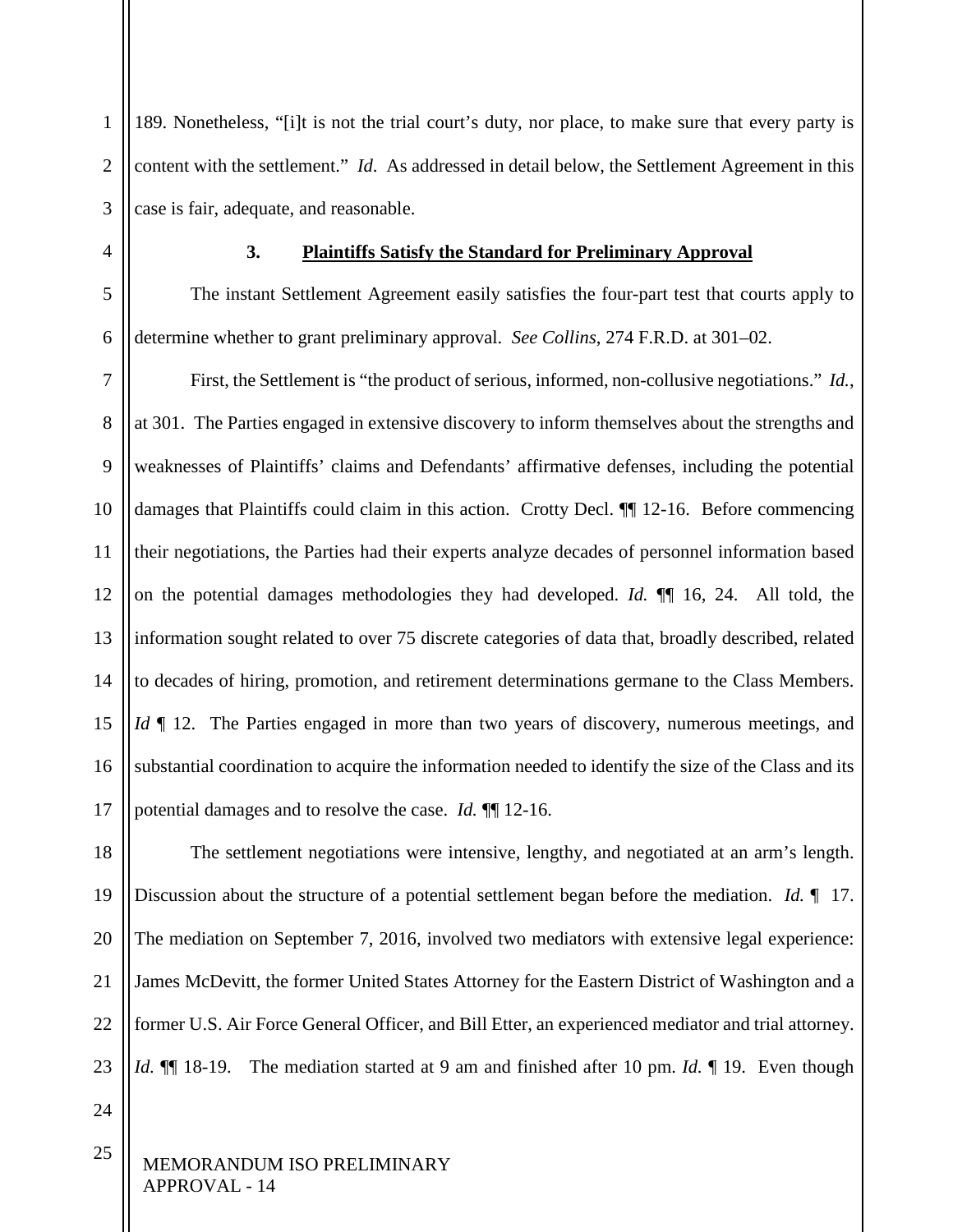189. Nonetheless, "[i]t is not the trial court's duty, nor place, to make sure that every party is content with the settlement." *Id*. As addressed in detail below, the Settlement Agreement in this case is fair, adequate, and reasonable.

### 3. Plaintiffs Satisfy the Standard for Preliminary Approval

The instant Settlement Agreement easily satisfies the four-part test that courts apply to determine whether to grant preliminary approval. *See Collins*, 274 F.R.D. at 301–02.

First, the Settlement is "the product of serious, informed, non-collusive negotiations." *Id.*, at 301. The Parties engaged in extensive discovery to inform themselves about the strengths and weaknesses of Plaintiffs' claims and Defendants' affirmative defenses, including the potential damages that Plaintiffs could claim in this action. Crotty Decl. ¶¶ 12-16. Before commencing their negotiations, the Parties had their experts analyze decades of personnel information based on the potential damages methodologies they had developed. *Id.* ¶¶ 16, 24. All told, the information sought related to over 75 discrete categories of data that, broadly described, related to decades of hiring, promotion, and retirement determinations germane to the Class Members. *Id* ¶ 12. The Parties engaged in more than two years of discovery, numerous meetings, and substantial coordination to acquire the information needed to identify the size of the Class and its potential damages and to resolve the case. *Id.* ¶¶ 12-16.

The settlement negotiations were intensive, lengthy, and negotiated at an arm's length. Discussion about the structure of a potential settlement began before the mediation. *Id.* ¶ 17. The mediation on September 7, 2016, involved two mediators with extensive legal experience: James McDevitt, the former United States Attorney for the Eastern District of Washington and a former U.S. Air Force General Officer, and Bill Etter, an experienced mediator and trial attorney. *Id.* ¶¶ 18-19. The mediation started at 9 am and finished after 10 pm. *Id.* ¶ 19. Even though

MEMORANDUM ISO PRELIMINARY APPROVAL - 14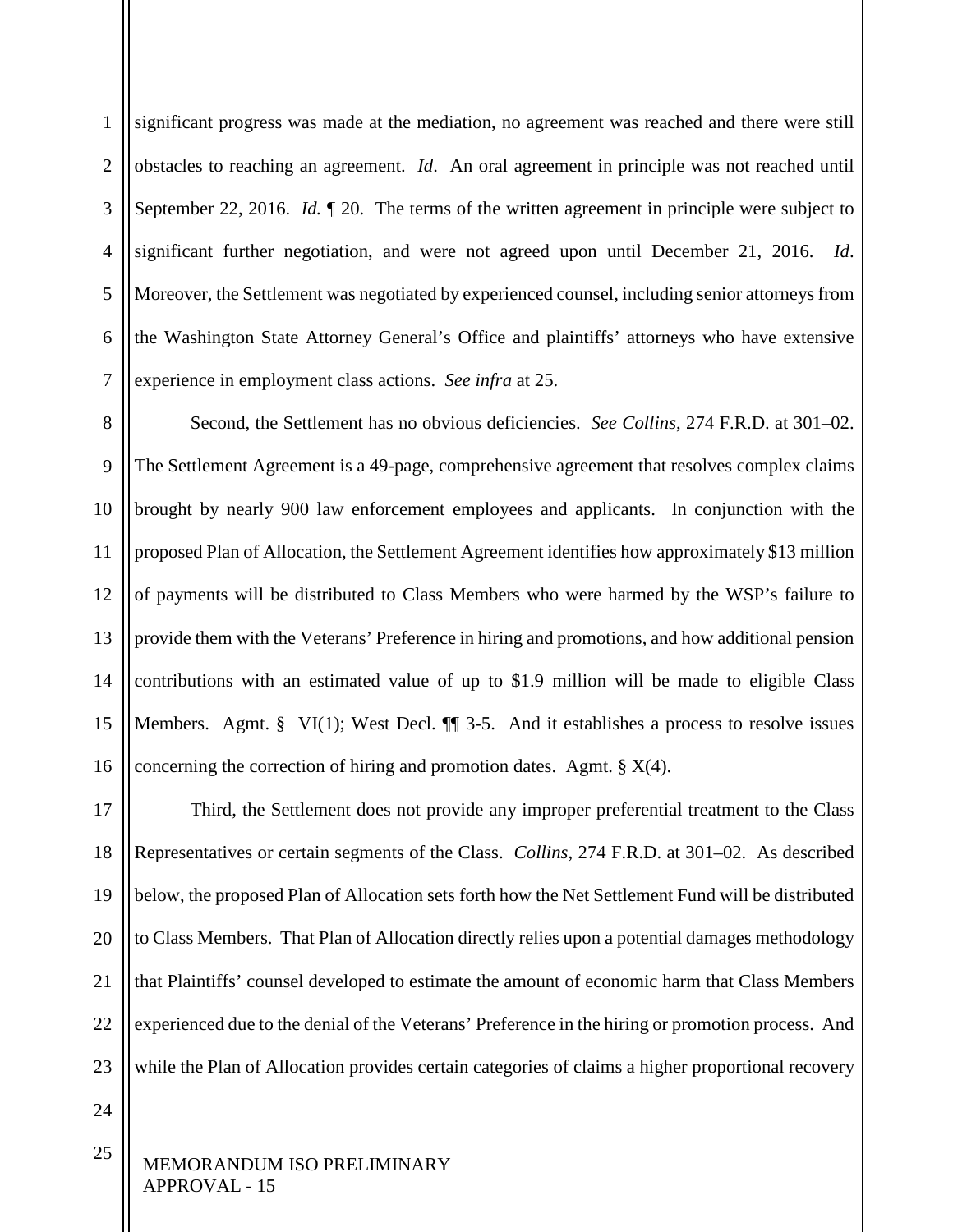significant progress was made at the mediation, no agreement was reached and there were still obstacles to reaching an agreement. *Id*. An oral agreement in principle was not reached until September 22, 2016. *Id.* ¶ 20. The terms of the written agreement in principle were subject to significant further negotiation, and were not agreed upon until December 21, 2016. *Id*. Moreover, the Settlement was negotiated by experienced counsel, including senior attorneys from the Washington State Attorney General's Office and plaintiffs' attorneys who have extensive experience in employment class actions. *See infra* at 25.

Second, the Settlement has no obvious deficiencies. *See Collins*, 274 F.R.D. at 301–02. The Settlement Agreement is a 49-page, comprehensive agreement that resolves complex claims brought by nearly 900 law enforcement employees and applicants. In conjunction with the proposed Plan of Allocation, the Settlement Agreement identifies how approximately $13 million of payments will be distributed to Class Members who were harmed by the WSP's failure to provide them with the Veterans' Preference in hiring and promotions, and how additional pension contributions with an estimated value of up to $1.9 million will be made to eligible Class Members. Agmt. § VI(1); West Decl. ¶¶ 3-5. And it establishes a process to resolve issues concerning the correction of hiring and promotion dates. Agmt. § X(4).

Third, the Settlement does not provide any improper preferential treatment to the Class Representatives or certain segments of the Class. *Collins*, 274 F.R.D. at 301–02. As described below, the proposed Plan of Allocation sets forth how the Net Settlement Fund will be distributed to Class Members. That Plan of Allocation directly relies upon a potential damages methodology that Plaintiffs' counsel developed to estimate the amount of economic harm that Class Members experienced due to the denial of the Veterans' Preference in the hiring or promotion process. And while the Plan of Allocation provides certain categories of claims a higher proportional recovery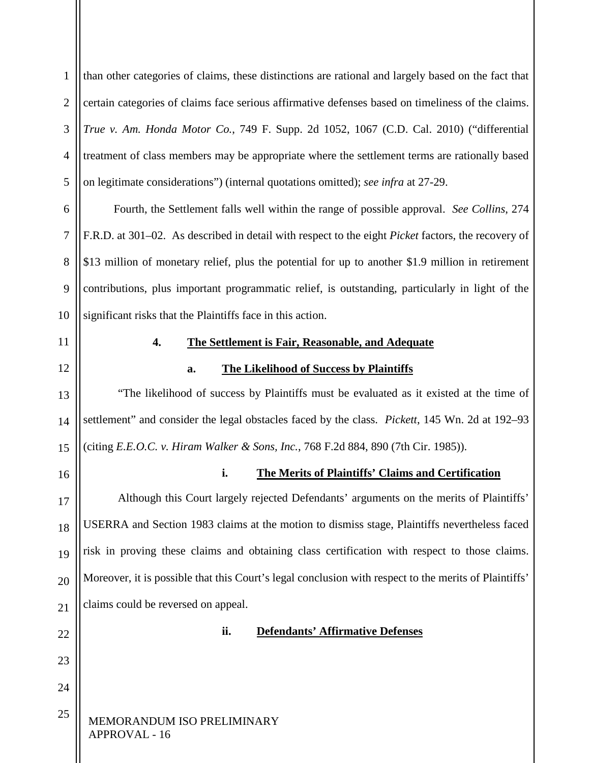than other categories of claims, these distinctions are rational and largely based on the fact that certain categories of claims face serious affirmative defenses based on timeliness of the claims. *True v. Am. Honda Motor Co.*, 749 F. Supp. 2d 1052, 1067 (C.D. Cal. 2010) ("differential treatment of class members may be appropriate where the settlement terms are rationally based on legitimate considerations") (internal quotations omitted); *see infra* at 27-29.

Fourth, the Settlement falls well within the range of possible approval. *See Collins*, 274 F.R.D. at 301–02. As described in detail with respect to the eight *Picket* factors, the recovery of $13 million of monetary relief, plus the potential for up to another $1.9 million in retirement contributions, plus important programmatic relief, is outstanding, particularly in light of the significant risks that the Plaintiffs face in this action.

**4. The Settlement is Fair, Reasonable, and Adequate**

**a. The Likelihood of Success by Plaintiffs**

"The likelihood of success by Plaintiffs must be evaluated as it existed at the time of settlement" and consider the legal obstacles faced by the class. *Pickett*, 145 Wn. 2d at 192–93 (citing *E.E.O.C. v. Hiram Walker & Sons, Inc.*, 768 F.2d 884, 890 (7th Cir. 1985)).

**i. The Merits of Plaintiffs' Claims and Certification**

Although this Court largely rejected Defendants' arguments on the merits of Plaintiffs' USERRA and Section 1983 claims at the motion to dismiss stage, Plaintiffs nevertheless faced risk in proving these claims and obtaining class certification with respect to those claims. Moreover, it is possible that this Court's legal conclusion with respect to the merits of Plaintiffs' claims could be reversed on appeal.

**ii. Defendants' Affirmative Defenses**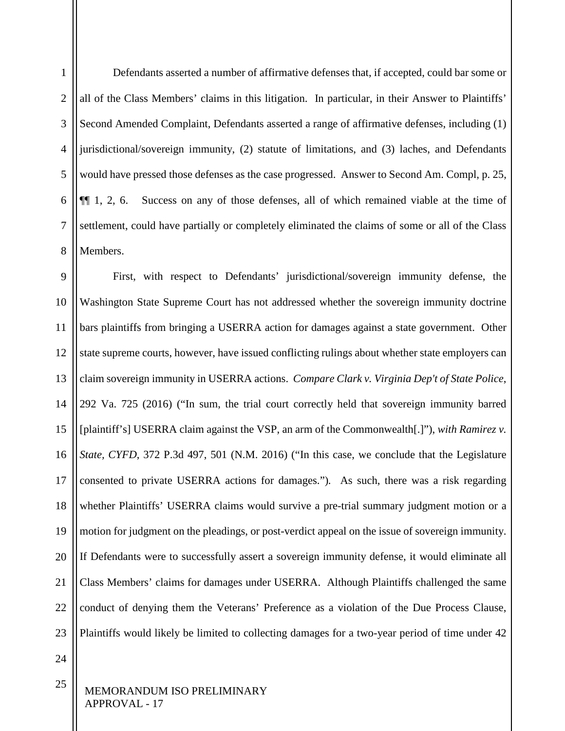Defendants asserted a number of affirmative defenses that, if accepted, could bar some or all of the Class Members' claims in this litigation. In particular, in their Answer to Plaintiffs' Second Amended Complaint, Defendants asserted a range of affirmative defenses, including (1) jurisdictional/sovereign immunity, (2) statute of limitations, and (3) laches, and Defendants would have pressed those defenses as the case progressed. Answer to Second Am. Compl, p. 25, ¶¶ 1, 2, 6. Success on any of those defenses, all of which remained viable at the time of settlement, could have partially or completely eliminated the claims of some or all of the Class Members.

First, with respect to Defendants' jurisdictional/sovereign immunity defense, the Washington State Supreme Court has not addressed whether the sovereign immunity doctrine bars plaintiffs from bringing a USERRA action for damages against a state government. Other state supreme courts, however, have issued conflicting rulings about whether state employers can claim sovereign immunity in USERRA actions. *Compare Clark v. Virginia Dep't of State Police*, 292 Va. 725 (2016) ("In sum, the trial court correctly held that sovereign immunity barred [plaintiff's] USERRA claim against the VSP, an arm of the Commonwealth[.]"), *with Ramirez v. State, CYFD*, 372 P.3d 497, 501 (N.M. 2016) ("In this case, we conclude that the Legislature consented to private USERRA actions for damages."). As such, there was a risk regarding whether Plaintiffs' USERRA claims would survive a pre-trial summary judgment motion or a motion for judgment on the pleadings, or post-verdict appeal on the issue of sovereign immunity. If Defendants were to successfully assert a sovereign immunity defense, it would eliminate all Class Members' claims for damages under USERRA. Although Plaintiffs challenged the same conduct of denying them the Veterans' Preference as a violation of the Due Process Clause, Plaintiffs would likely be limited to collecting damages for a two-year period of time under 42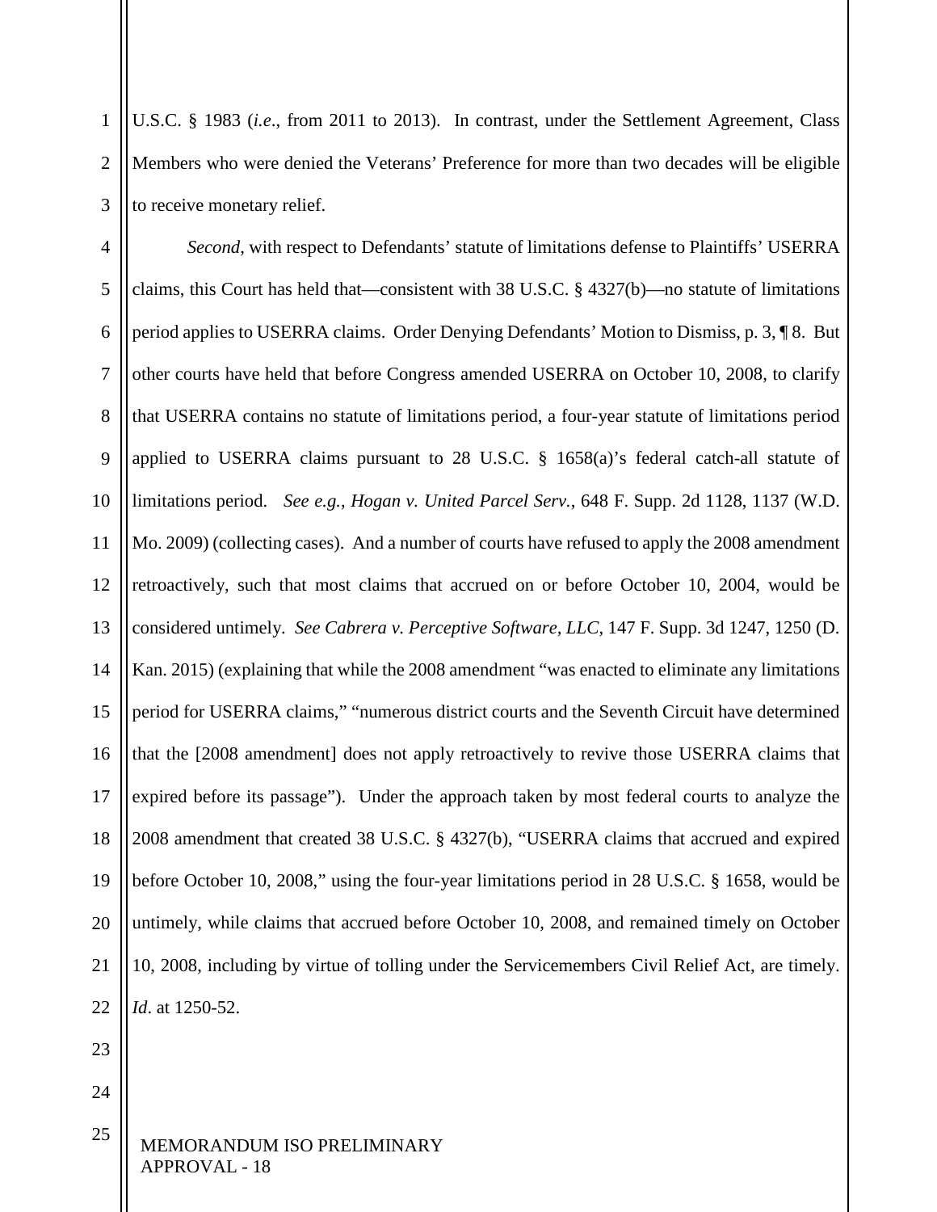U.S.C. § 1983 (*i.e*., from 2011 to 2013). In contrast, under the Settlement Agreement, Class Members who were denied the Veterans' Preference for more than two decades will be eligible to receive monetary relief.

*Second*, with respect to Defendants' statute of limitations defense to Plaintiffs' USERRA claims, this Court has held that—consistent with 38 U.S.C. § 4327(b)—no statute of limitations period applies to USERRA claims. Order Denying Defendants' Motion to Dismiss, p. 3, ¶ 8. But other courts have held that before Congress amended USERRA on October 10, 2008, to clarify that USERRA contains no statute of limitations period, a four-year statute of limitations period applied to USERRA claims pursuant to 28 U.S.C. § 1658(a)'s federal catch-all statute of limitations period. *See e.g.*, *Hogan v. United Parcel Serv.*, 648 F. Supp. 2d 1128, 1137 (W.D. Mo. 2009) (collecting cases). And a number of courts have refused to apply the 2008 amendment retroactively, such that most claims that accrued on or before October 10, 2004, would be considered untimely. *See Cabrera v. Perceptive Software, LLC*, 147 F. Supp. 3d 1247, 1250 (D. Kan. 2015) (explaining that while the 2008 amendment "was enacted to eliminate any limitations period for USERRA claims," "numerous district courts and the Seventh Circuit have determined that the [2008 amendment] does not apply retroactively to revive those USERRA claims that expired before its passage"). Under the approach taken by most federal courts to analyze the 2008 amendment that created 38 U.S.C. § 4327(b), "USERRA claims that accrued and expired before October 10, 2008," using the four-year limitations period in 28 U.S.C. § 1658, would be untimely, while claims that accrued before October 10, 2008, and remained timely on October 10, 2008, including by virtue of tolling under the Servicemembers Civil Relief Act, are timely. *Id*. at 1250-52.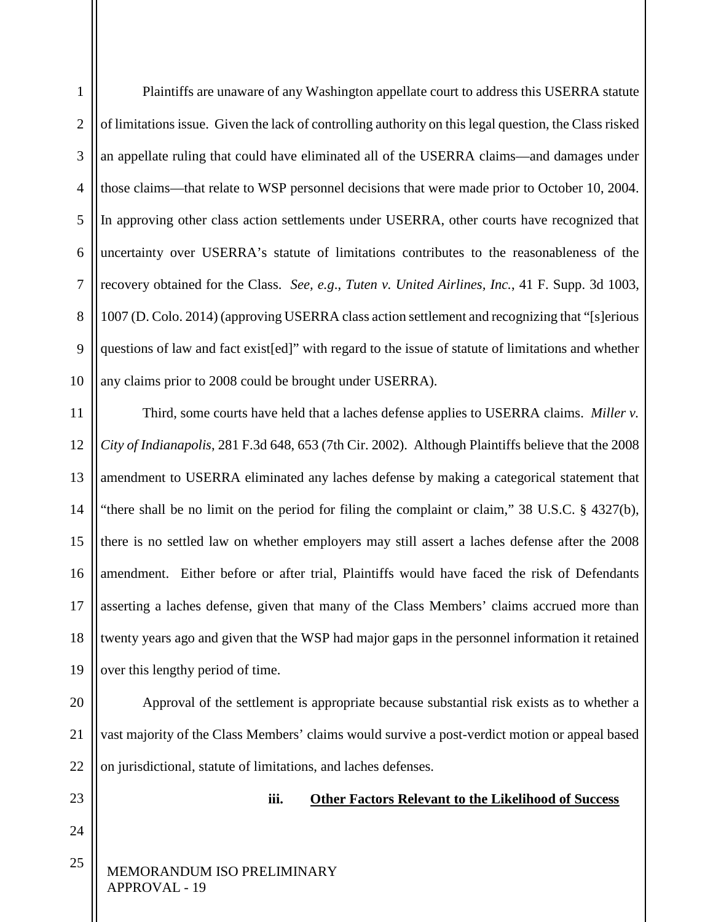Plaintiffs are unaware of any Washington appellate court to address this USERRA statute of limitations issue. Given the lack of controlling authority on this legal question, the Class risked an appellate ruling that could have eliminated all of the USERRA claims—and damages under those claims—that relate to WSP personnel decisions that were made prior to October 10, 2004. In approving other class action settlements under USERRA, other courts have recognized that uncertainty over USERRA's statute of limitations contributes to the reasonableness of the recovery obtained for the Class. *See, e.g.*, *Tuten v. United Airlines, Inc.*, 41 F. Supp. 3d 1003, 1007 (D. Colo. 2014) (approving USERRA class action settlement and recognizing that "[s]erious questions of law and fact exist[ed]" with regard to the issue of statute of limitations and whether any claims prior to 2008 could be brought under USERRA).

Third, some courts have held that a laches defense applies to USERRA claims. *Miller v. City of Indianapolis*, 281 F.3d 648, 653 (7th Cir. 2002). Although Plaintiffs believe that the 2008 amendment to USERRA eliminated any laches defense by making a categorical statement that "there shall be no limit on the period for filing the complaint or claim," 38 U.S.C. § 4327(b), there is no settled law on whether employers may still assert a laches defense after the 2008 amendment. Either before or after trial, Plaintiffs would have faced the risk of Defendants asserting a laches defense, given that many of the Class Members' claims accrued more than twenty years ago and given that the WSP had major gaps in the personnel information it retained over this lengthy period of time.

Approval of the settlement is appropriate because substantial risk exists as to whether a vast majority of the Class Members' claims would survive a post-verdict motion or appeal based on jurisdictional, statute of limitations, and laches defenses.

#### iii. Other Factors Relevant to the Likelihood of Success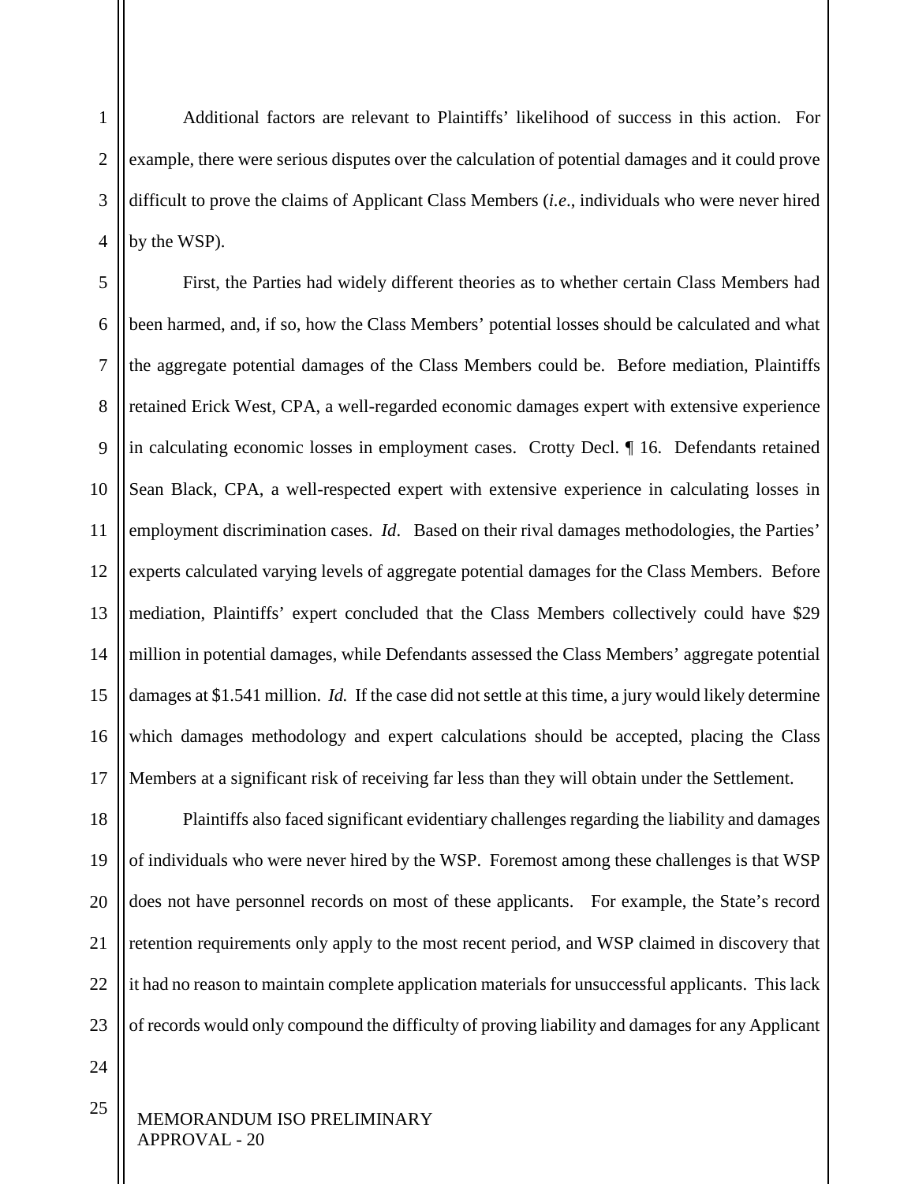Additional factors are relevant to Plaintiffs' likelihood of success in this action. For example, there were serious disputes over the calculation of potential damages and it could prove difficult to prove the claims of Applicant Class Members (*i.e*., individuals who were never hired by the WSP).

First, the Parties had widely different theories as to whether certain Class Members had been harmed, and, if so, how the Class Members' potential losses should be calculated and what the aggregate potential damages of the Class Members could be. Before mediation, Plaintiffs retained Erick West, CPA, a well-regarded economic damages expert with extensive experience in calculating economic losses in employment cases. Crotty Decl. ¶ 16. Defendants retained Sean Black, CPA, a well-respected expert with extensive experience in calculating losses in employment discrimination cases. *Id*. Based on their rival damages methodologies, the Parties' experts calculated varying levels of aggregate potential damages for the Class Members. Before mediation, Plaintiffs' expert concluded that the Class Members collectively could have $29 million in potential damages, while Defendants assessed the Class Members' aggregate potential damages at $1.541 million. *Id.* If the case did not settle at this time, a jury would likely determine which damages methodology and expert calculations should be accepted, placing the Class Members at a significant risk of receiving far less than they will obtain under the Settlement.

Plaintiffs also faced significant evidentiary challenges regarding the liability and damages of individuals who were never hired by the WSP. Foremost among these challenges is that WSP does not have personnel records on most of these applicants. For example, the State's record retention requirements only apply to the most recent period, and WSP claimed in discovery that it had no reason to maintain complete application materials for unsuccessful applicants. This lack of records would only compound the difficulty of proving liability and damages for any Applicant

MEMORANDUM ISO PRELIMINARY APPROVAL - 20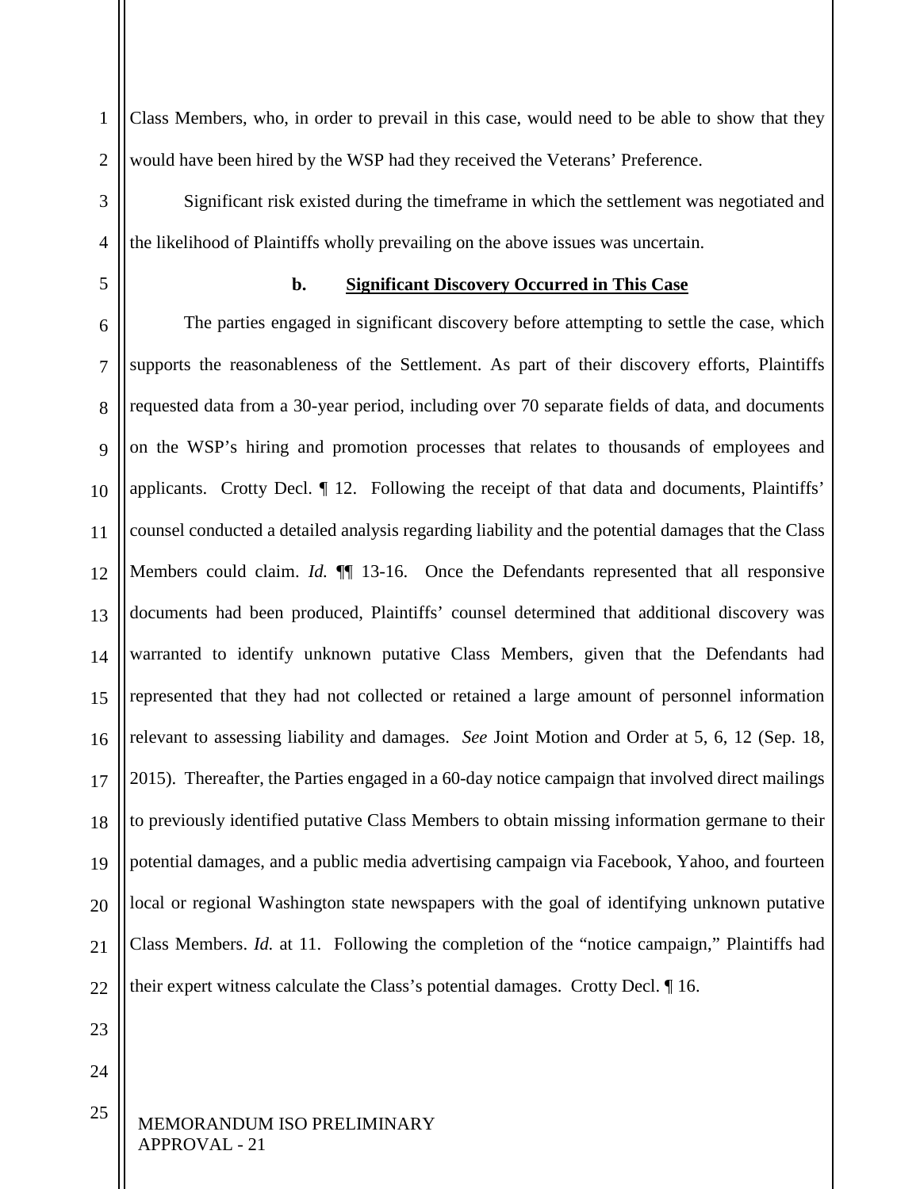Class Members, who, in order to prevail in this case, would need to be able to show that they would have been hired by the WSP had they received the Veterans' Preference.

Significant risk existed during the timeframe in which the settlement was negotiated and the likelihood of Plaintiffs wholly prevailing on the above issues was uncertain.

**b. Significant Discovery Occurred in This Case**

The parties engaged in significant discovery before attempting to settle the case, which supports the reasonableness of the Settlement. As part of their discovery efforts, Plaintiffs requested data from a 30-year period, including over 70 separate fields of data, and documents on the WSP's hiring and promotion processes that relates to thousands of employees and applicants. Crotty Decl. ¶ 12. Following the receipt of that data and documents, Plaintiffs' counsel conducted a detailed analysis regarding liability and the potential damages that the Class Members could claim. *Id.* ¶¶ 13-16. Once the Defendants represented that all responsive documents had been produced, Plaintiffs' counsel determined that additional discovery was warranted to identify unknown putative Class Members, given that the Defendants had represented that they had not collected or retained a large amount of personnel information relevant to assessing liability and damages. *See* Joint Motion and Order at 5, 6, 12 (Sep. 18, 2015). Thereafter, the Parties engaged in a 60-day notice campaign that involved direct mailings to previously identified putative Class Members to obtain missing information germane to their potential damages, and a public media advertising campaign via Facebook, Yahoo, and fourteen local or regional Washington state newspapers with the goal of identifying unknown putative Class Members. *Id.* at 11. Following the completion of the "notice campaign," Plaintiffs had their expert witness calculate the Class's potential damages. Crotty Decl. ¶ 16.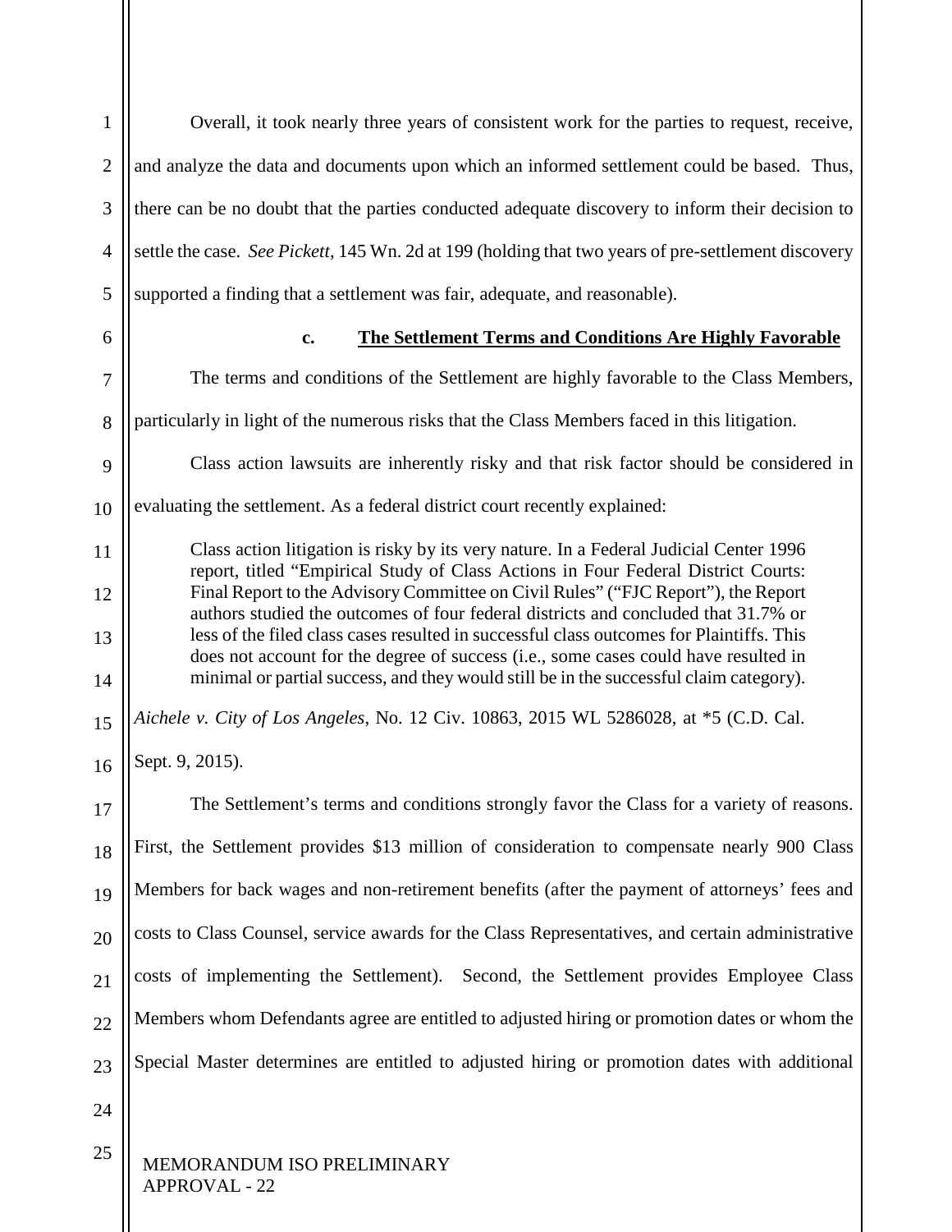Overall, it took nearly three years of consistent work for the parties to request, receive, and analyze the data and documents upon which an informed settlement could be based. Thus, there can be no doubt that the parties conducted adequate discovery to inform their decision to settle the case. *See Pickett*, 145 Wn. 2d at 199 (holding that two years of pre-settlement discovery supported a finding that a settlement was fair, adequate, and reasonable).

#### c. **The Settlement Terms and Conditions Are Highly Favorable**

The terms and conditions of the Settlement are highly favorable to the Class Members, particularly in light of the numerous risks that the Class Members faced in this litigation.

Class action lawsuits are inherently risky and that risk factor should be considered in evaluating the settlement. As a federal district court recently explained:

> Class action litigation is risky by its very nature. In a Federal Judicial Center 1996 report, titled "Empirical Study of Class Actions in Four Federal District Courts: Final Report to the Advisory Committee on Civil Rules" ("FJC Report"), the Report authors studied the outcomes of four federal districts and concluded that 31.7% or less of the filed class cases resulted in successful class outcomes for Plaintiffs. This does not account for the degree of success (i.e., some cases could have resulted in minimal or partial success, and they would still be in the successful claim category).

*Aichele v. City of Los Angeles*, No. 12 Civ. 10863, 2015 WL 5286028, at *5 (C.D. Cal. Sept. 9, 2015).

The Settlement's terms and conditions strongly favor the Class for a variety of reasons. First, the Settlement provides $13 million of consideration to compensate nearly 900 Class Members for back wages and non-retirement benefits (after the payment of attorneys' fees and costs to Class Counsel, service awards for the Class Representatives, and certain administrative costs of implementing the Settlement). Second, the Settlement provides Employee Class Members whom Defendants agree are entitled to adjusted hiring or promotion dates or whom the Special Master determines are entitled to adjusted hiring or promotion dates with additional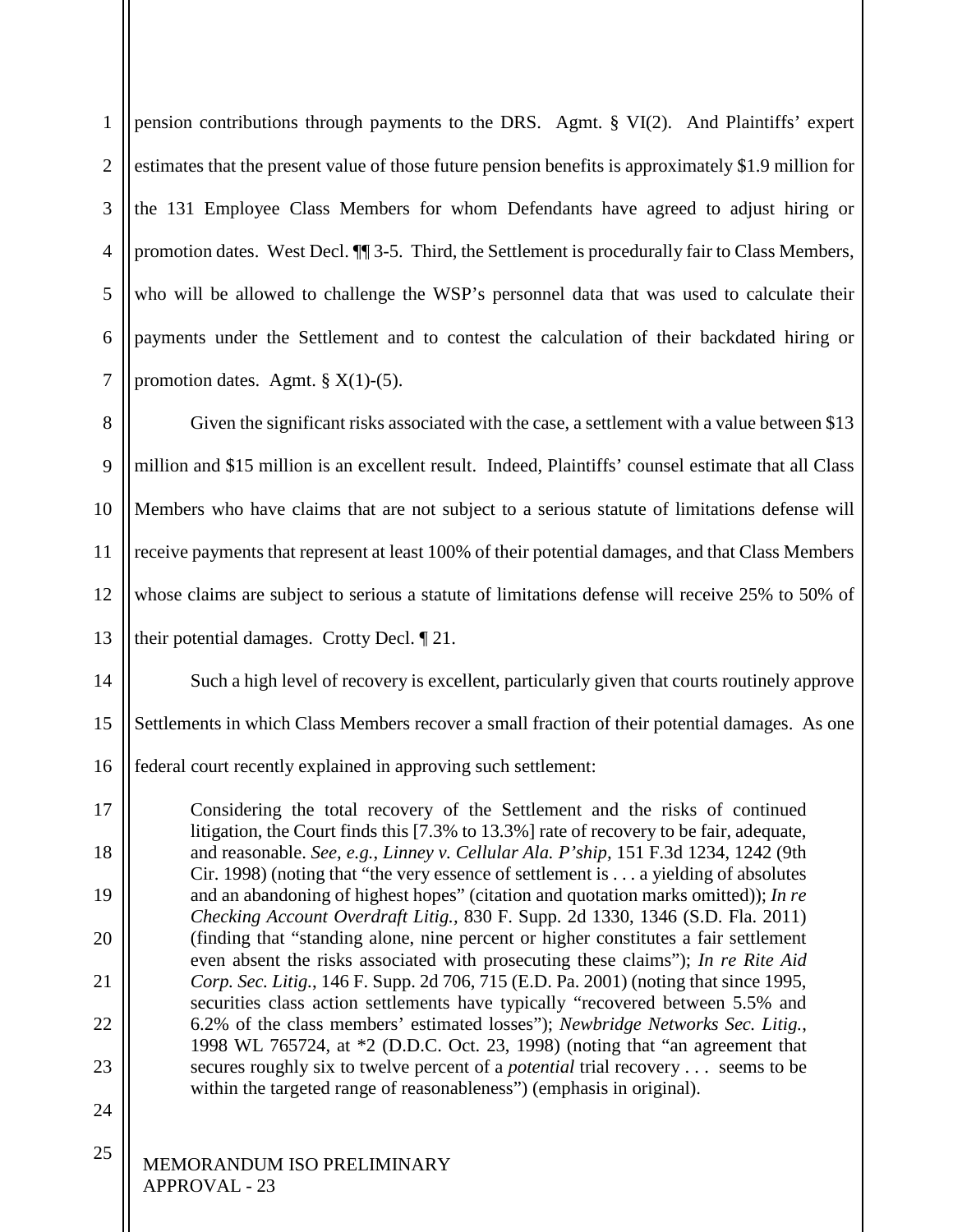pension contributions through payments to the DRS. Agmt. § VI(2). And Plaintiffs' expert estimates that the present value of those future pension benefits is approximately $1.9 million for the 131 Employee Class Members for whom Defendants have agreed to adjust hiring or promotion dates. West Decl. ¶¶ 3-5. Third, the Settlement is procedurally fair to Class Members, who will be allowed to challenge the WSP's personnel data that was used to calculate their payments under the Settlement and to contest the calculation of their backdated hiring or promotion dates. Agmt. § X(1)-(5).

Given the significant risks associated with the case, a settlement with a value between $13 million and $15 million is an excellent result. Indeed, Plaintiffs' counsel estimate that all Class Members who have claims that are not subject to a serious statute of limitations defense will receive payments that represent at least 100% of their potential damages, and that Class Members whose claims are subject to serious a statute of limitations defense will receive 25% to 50% of their potential damages. Crotty Decl. ¶ 21.

Such a high level of recovery is excellent, particularly given that courts routinely approve Settlements in which Class Members recover a small fraction of their potential damages. As one federal court recently explained in approving such settlement:

> Considering the total recovery of the Settlement and the risks of continued litigation, the Court finds this [7.3% to 13.3%] rate of recovery to be fair, adequate, and reasonable. *See, e.g.*, *Linney v. Cellular Ala. P'ship*, 151 F.3d 1234, 1242 (9th Cir. 1998) (noting that "the very essence of settlement is . . . a yielding of absolutes and an abandoning of highest hopes" (citation and quotation marks omitted)); *In re Checking Account Overdraft Litig.,* 830 F. Supp. 2d 1330, 1346 (S.D. Fla. 2011) (finding that "standing alone, nine percent or higher constitutes a fair settlement even absent the risks associated with prosecuting these claims"); *In re Rite Aid Corp. Sec. Litig.*, 146 F. Supp. 2d 706, 715 (E.D. Pa. 2001) (noting that since 1995, securities class action settlements have typically "recovered between 5.5% and 6.2% of the class members' estimated losses"); *Newbridge Networks Sec. Litig.*, 1998 WL 765724, at *2 (D.D.C. Oct. 23, 1998) (noting that "an agreement that secures roughly six to twelve percent of a *potential* trial recovery . . . seems to be within the targeted range of reasonableness") (emphasis in original).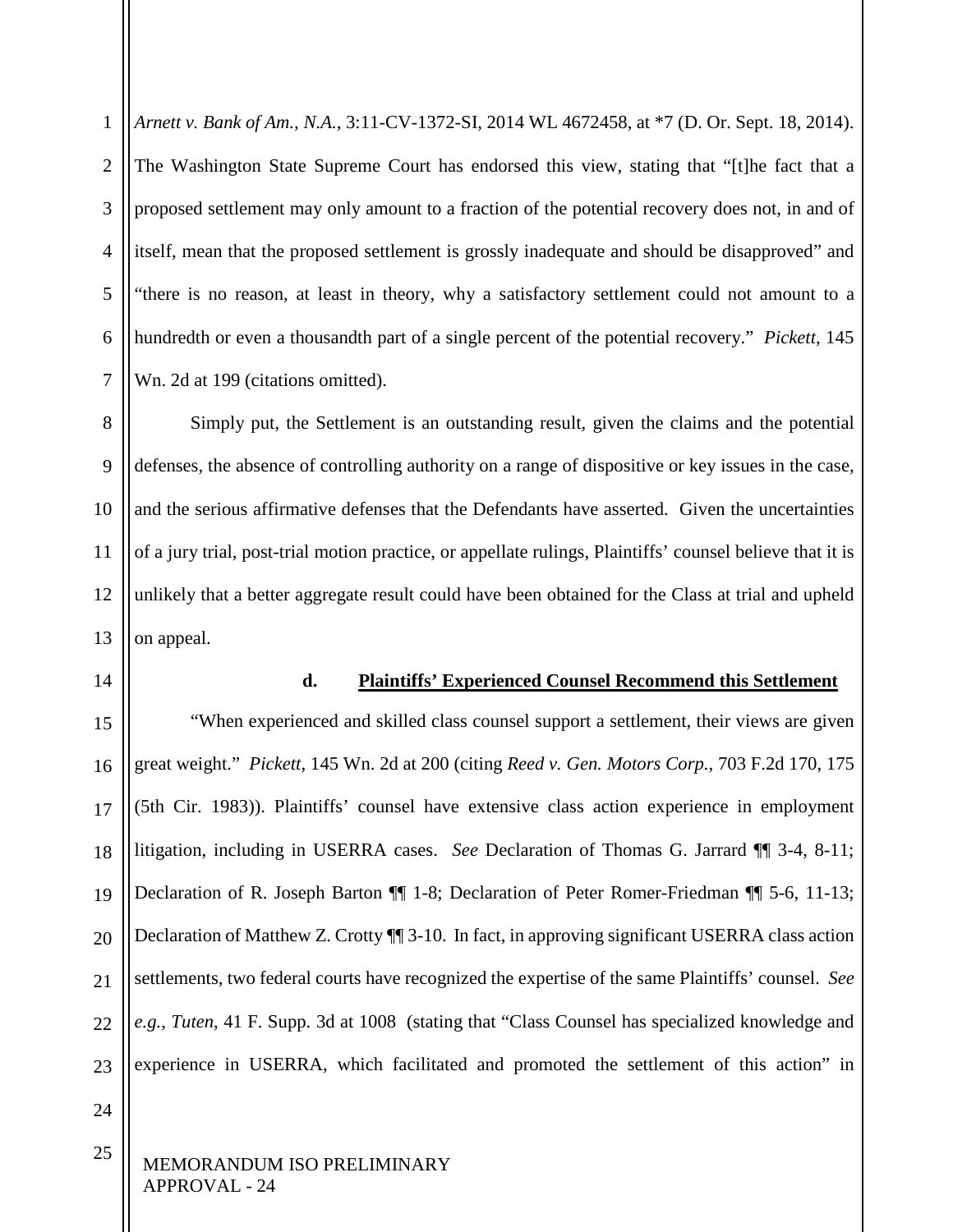*Arnett v. Bank of Am., N.A.*, 3:11-CV-1372-SI, 2014 WL 4672458, at \*7 (D. Or. Sept. 18, 2014). The Washington State Supreme Court has endorsed this view, stating that "[t]he fact that a proposed settlement may only amount to a fraction of the potential recovery does not, in and of itself, mean that the proposed settlement is grossly inadequate and should be disapproved" and "there is no reason, at least in theory, why a satisfactory settlement could not amount to a hundredth or even a thousandth part of a single percent of the potential recovery." *Pickett*, 145 Wn. 2d at 199 (citations omitted).

Simply put, the Settlement is an outstanding result, given the claims and the potential defenses, the absence of controlling authority on a range of dispositive or key issues in the case, and the serious affirmative defenses that the Defendants have asserted. Given the uncertainties of a jury trial, post-trial motion practice, or appellate rulings, Plaintiffs' counsel believe that it is unlikely that a better aggregate result could have been obtained for the Class at trial and upheld on appeal.

**d. Plaintiffs' Experienced Counsel Recommend this Settlement**

"When experienced and skilled class counsel support a settlement, their views are given great weight." *Pickett*, 145 Wn. 2d at 200 (citing *Reed v. Gen. Motors Corp.*, 703 F.2d 170, 175 (5th Cir. 1983)). Plaintiffs' counsel have extensive class action experience in employment litigation, including in USERRA cases. *See* Declaration of Thomas G. Jarrard ¶¶ 3-4, 8-11; Declaration of R. Joseph Barton ¶¶ 1-8; Declaration of Peter Romer-Friedman ¶¶ 5-6, 11-13; Declaration of Matthew Z. Crotty ¶¶ 3-10. In fact, in approving significant USERRA class action settlements, two federal courts have recognized the expertise of the same Plaintiffs' counsel. *See e.g.*, *Tuten*, 41 F. Supp. 3d at 1008 (stating that "Class Counsel has specialized knowledge and experience in USERRA, which facilitated and promoted the settlement of this action" in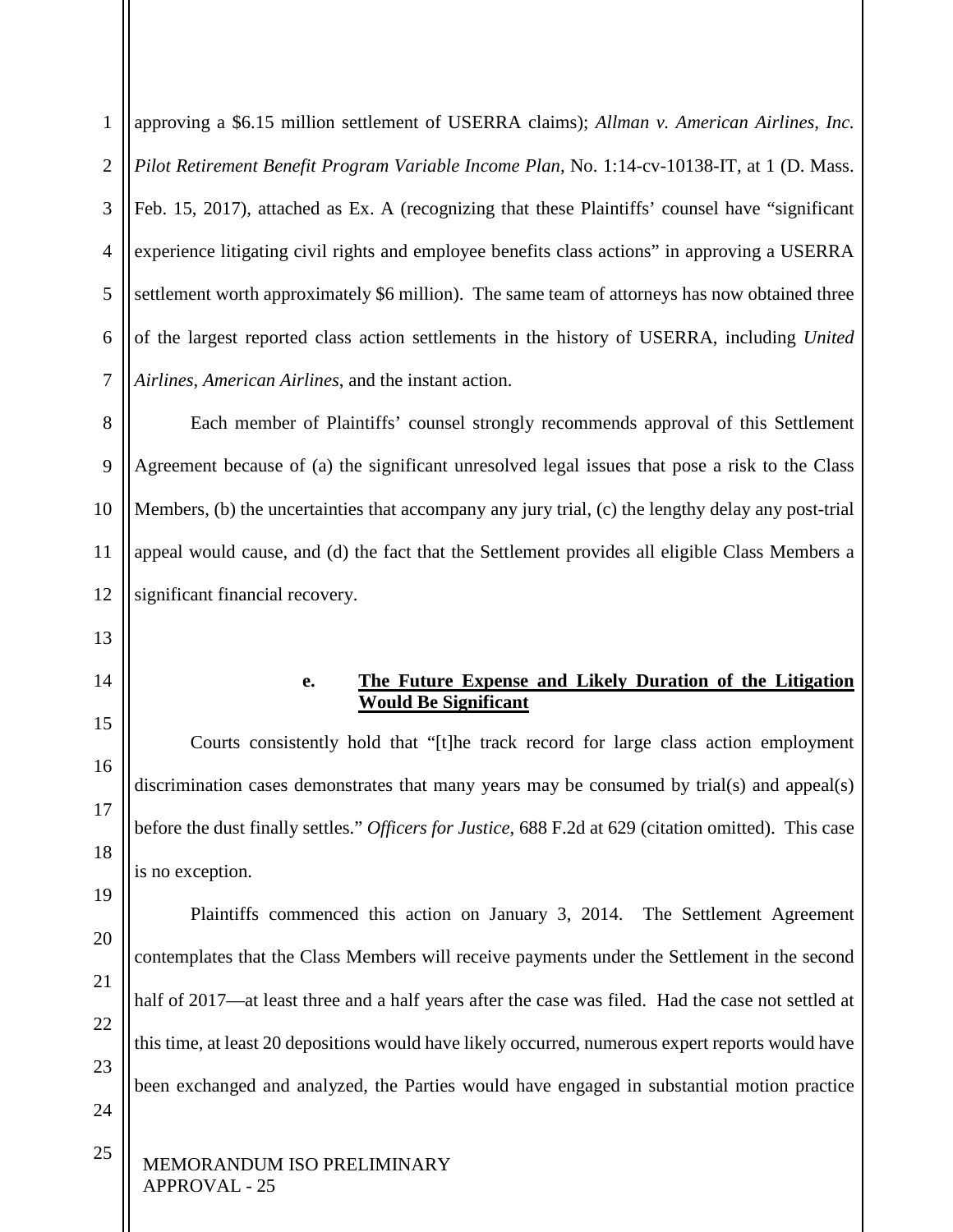approving a $6.15 million settlement of USERRA claims); *Allman v. American Airlines, Inc. Pilot Retirement Benefit Program Variable Income Plan*, No. 1:14-cv-10138-IT, at 1 (D. Mass. Feb. 15, 2017), attached as Ex. A (recognizing that these Plaintiffs' counsel have "significant experience litigating civil rights and employee benefits class actions" in approving a USERRA settlement worth approximately $6 million). The same team of attorneys has now obtained three of the largest reported class action settlements in the history of USERRA, including *United Airlines*, *American Airlines*, and the instant action.

Each member of Plaintiffs' counsel strongly recommends approval of this Settlement Agreement because of (a) the significant unresolved legal issues that pose a risk to the Class Members, (b) the uncertainties that accompany any jury trial, (c) the lengthy delay any post-trial appeal would cause, and (d) the fact that the Settlement provides all eligible Class Members a significant financial recovery.

#### e. **The Future Expense and Likely Duration of the Litigation Would Be Significant**

Courts consistently hold that "[t]he track record for large class action employment discrimination cases demonstrates that many years may be consumed by trial(s) and appeal(s) before the dust finally settles." *Officers for Justice*, 688 F.2d at 629 (citation omitted). This case is no exception.

Plaintiffs commenced this action on January 3, 2014. The Settlement Agreement contemplates that the Class Members will receive payments under the Settlement in the second half of 2017—at least three and a half years after the case was filed. Had the case not settled at this time, at least 20 depositions would have likely occurred, numerous expert reports would have been exchanged and analyzed, the Parties would have engaged in substantial motion practice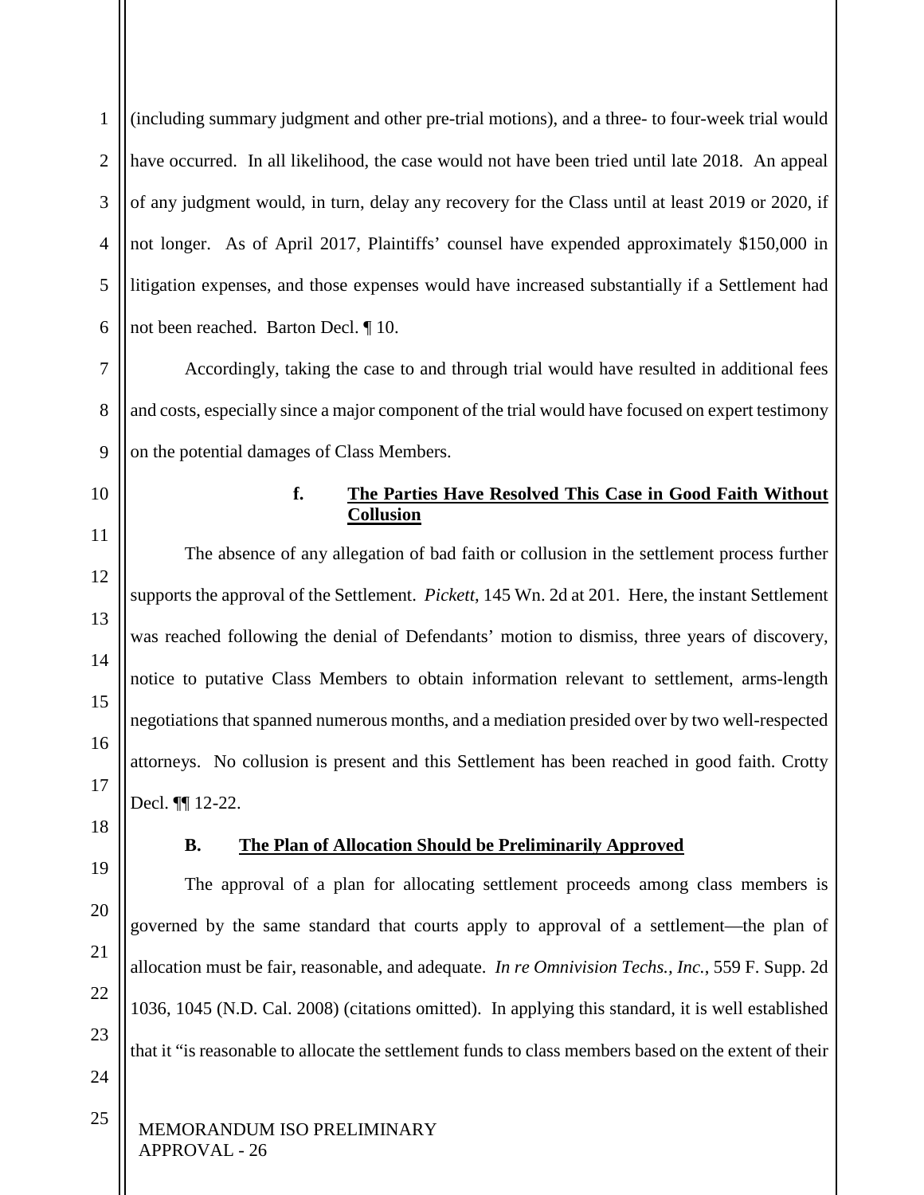(including summary judgment and other pre-trial motions), and a three- to four-week trial would have occurred. In all likelihood, the case would not have been tried until late 2018. An appeal of any judgment would, in turn, delay any recovery for the Class until at least 2019 or 2020, if not longer. As of April 2017, Plaintiffs' counsel have expended approximately $150,000 in litigation expenses, and those expenses would have increased substantially if a Settlement had not been reached. Barton Decl. ¶ 10.

Accordingly, taking the case to and through trial would have resulted in additional fees and costs, especially since a major component of the trial would have focused on expert testimony on the potential damages of Class Members.

#### f. **<u>The Parties Have Resolved This Case in Good Faith Without Collusion</u>**

The absence of any allegation of bad faith or collusion in the settlement process further supports the approval of the Settlement. *Pickett*, 145 Wn. 2d at 201. Here, the instant Settlement was reached following the denial of Defendants' motion to dismiss, three years of discovery, notice to putative Class Members to obtain information relevant to settlement, arms-length negotiations that spanned numerous months, and a mediation presided over by two well-respected attorneys. No collusion is present and this Settlement has been reached in good faith. Crotty Decl. ¶¶ 12-22.

### B. **<u>The Plan of Allocation Should be Preliminarily Approved</u>**

The approval of a plan for allocating settlement proceeds among class members is governed by the same standard that courts apply to approval of a settlement—the plan of allocation must be fair, reasonable, and adequate. *In re Omnivision Techs., Inc.*, 559 F. Supp. 2d 1036, 1045 (N.D. Cal. 2008) (citations omitted). In applying this standard, it is well established that it "is reasonable to allocate the settlement funds to class members based on the extent of their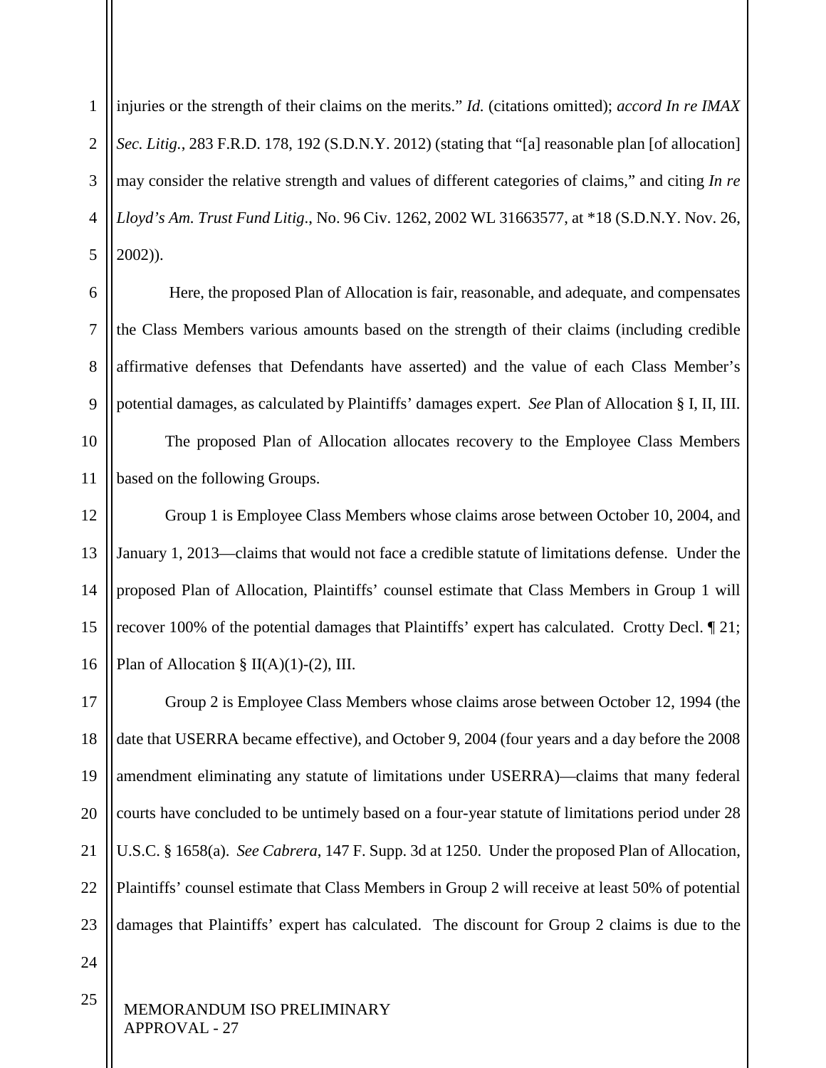injuries or the strength of their claims on the merits." *Id.* (citations omitted); *accord In re IMAX Sec. Litig.*, 283 F.R.D. 178, 192 (S.D.N.Y. 2012) (stating that "[a] reasonable plan [of allocation] may consider the relative strength and values of different categories of claims," and citing *In re Lloyd's Am. Trust Fund Litig.*, No. 96 Civ. 1262, 2002 WL 31663577, at *18 (S.D.N.Y. Nov. 26, 2002)).

Here, the proposed Plan of Allocation is fair, reasonable, and adequate, and compensates the Class Members various amounts based on the strength of their claims (including credible affirmative defenses that Defendants have asserted) and the value of each Class Member's potential damages, as calculated by Plaintiffs' damages expert. *See* Plan of Allocation § I, II, III.

The proposed Plan of Allocation allocates recovery to the Employee Class Members based on the following Groups.

Group 1 is Employee Class Members whose claims arose between October 10, 2004, and January 1, 2013—claims that would not face a credible statute of limitations defense. Under the proposed Plan of Allocation, Plaintiffs' counsel estimate that Class Members in Group 1 will recover 100% of the potential damages that Plaintiffs' expert has calculated. Crotty Decl. ¶ 21; Plan of Allocation § II(A)(1)-(2), III.

Group 2 is Employee Class Members whose claims arose between October 12, 1994 (the date that USERRA became effective), and October 9, 2004 (four years and a day before the 2008 amendment eliminating any statute of limitations under USERRA)—claims that many federal courts have concluded to be untimely based on a four-year statute of limitations period under 28 U.S.C. § 1658(a). *See Cabrera*, 147 F. Supp. 3d at 1250. Under the proposed Plan of Allocation, Plaintiffs' counsel estimate that Class Members in Group 2 will receive at least 50% of potential damages that Plaintiffs' expert has calculated. The discount for Group 2 claims is due to the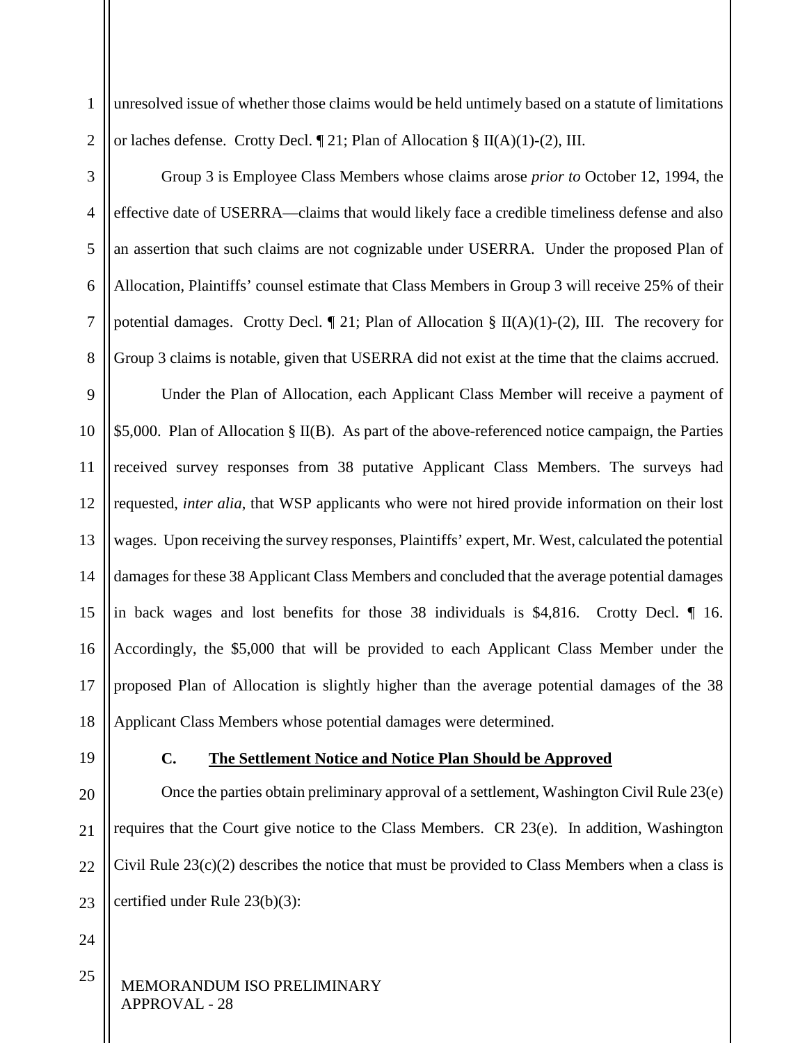unresolved issue of whether those claims would be held untimely based on a statute of limitations or laches defense. Crotty Decl. ¶ 21; Plan of Allocation § II(A)(1)-(2), III.

Group 3 is Employee Class Members whose claims arose *prior to* October 12, 1994, the effective date of USERRA—claims that would likely face a credible timeliness defense and also an assertion that such claims are not cognizable under USERRA. Under the proposed Plan of Allocation, Plaintiffs' counsel estimate that Class Members in Group 3 will receive 25% of their potential damages. Crotty Decl. ¶ 21; Plan of Allocation § II(A)(1)-(2), III. The recovery for Group 3 claims is notable, given that USERRA did not exist at the time that the claims accrued.

Under the Plan of Allocation, each Applicant Class Member will receive a payment of $5,000. Plan of Allocation § II(B). As part of the above-referenced notice campaign, the Parties received survey responses from 38 putative Applicant Class Members. The surveys had requested, *inter alia*, that WSP applicants who were not hired provide information on their lost wages. Upon receiving the survey responses, Plaintiffs' expert, Mr. West, calculated the potential damages for these 38 Applicant Class Members and concluded that the average potential damages in back wages and lost benefits for those 38 individuals is $4,816. Crotty Decl. ¶ 16. Accordingly, the $5,000 that will be provided to each Applicant Class Member under the proposed Plan of Allocation is slightly higher than the average potential damages of the 38 Applicant Class Members whose potential damages were determined.

### C. <u>The Settlement Notice and Notice Plan Should be Approved</u>

Once the parties obtain preliminary approval of a settlement, Washington Civil Rule 23(e) requires that the Court give notice to the Class Members. CR 23(e). In addition, Washington Civil Rule 23(c)(2) describes the notice that must be provided to Class Members when a class is certified under Rule 23(b)(3):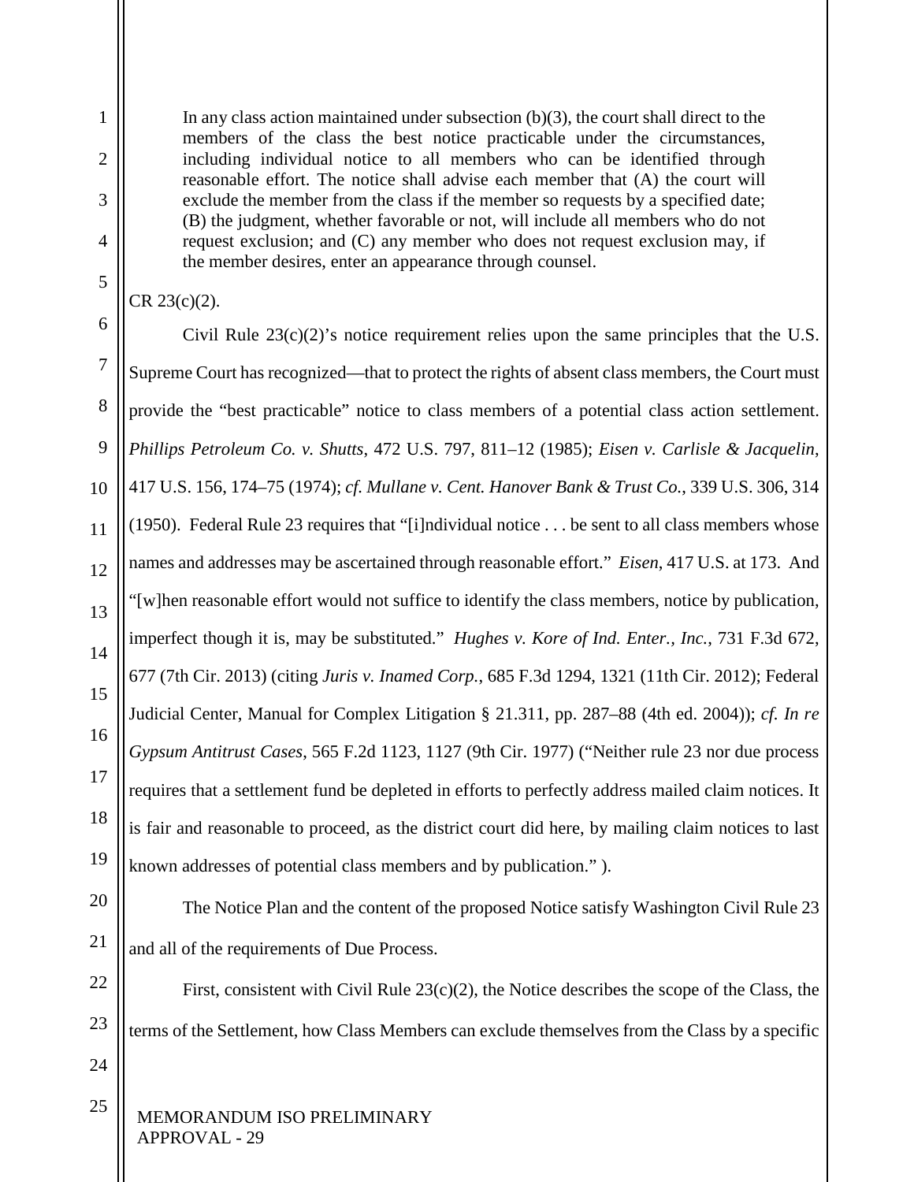> In any class action maintained under subsection (b)(3), the court shall direct to the members of the class the best notice practicable under the circumstances, including individual notice to all members who can be identified through reasonable effort. The notice shall advise each member that (A) the court will exclude the member from the class if the member so requests by a specified date; (B) the judgment, whether favorable or not, will include all members who do not request exclusion; and (C) any member who does not request exclusion may, if the member desires, enter an appearance through counsel.

CR 23(c)(2).

Civil Rule 23(c)(2)'s notice requirement relies upon the same principles that the U.S. Supreme Court has recognized—that to protect the rights of absent class members, the Court must provide the "best practicable" notice to class members of a potential class action settlement. *Phillips Petroleum Co. v. Shutts*, 472 U.S. 797, 811–12 (1985); *Eisen v. Carlisle & Jacquelin*, 417 U.S. 156, 174–75 (1974); *cf. Mullane v. Cent. Hanover Bank & Trust Co.*, 339 U.S. 306, 314 (1950). Federal Rule 23 requires that "[i]ndividual notice . . . be sent to all class members whose names and addresses may be ascertained through reasonable effort." *Eisen*, 417 U.S. at 173. And "[w]hen reasonable effort would not suffice to identify the class members, notice by publication, imperfect though it is, may be substituted." *Hughes v. Kore of Ind. Enter., Inc.*, 731 F.3d 672, 677 (7th Cir. 2013) (citing *Juris v. Inamed Corp.*, 685 F.3d 1294, 1321 (11th Cir. 2012); Federal Judicial Center, Manual for Complex Litigation § 21.311, pp. 287–88 (4th ed. 2004)); *cf. In re Gypsum Antitrust Cases*, 565 F.2d 1123, 1127 (9th Cir. 1977) ("Neither rule 23 nor due process requires that a settlement fund be depleted in efforts to perfectly address mailed claim notices. It is fair and reasonable to proceed, as the district court did here, by mailing claim notices to last known addresses of potential class members and by publication." ).

The Notice Plan and the content of the proposed Notice satisfy Washington Civil Rule 23 and all of the requirements of Due Process.

First, consistent with Civil Rule 23(c)(2), the Notice describes the scope of the Class, the terms of the Settlement, how Class Members can exclude themselves from the Class by a specific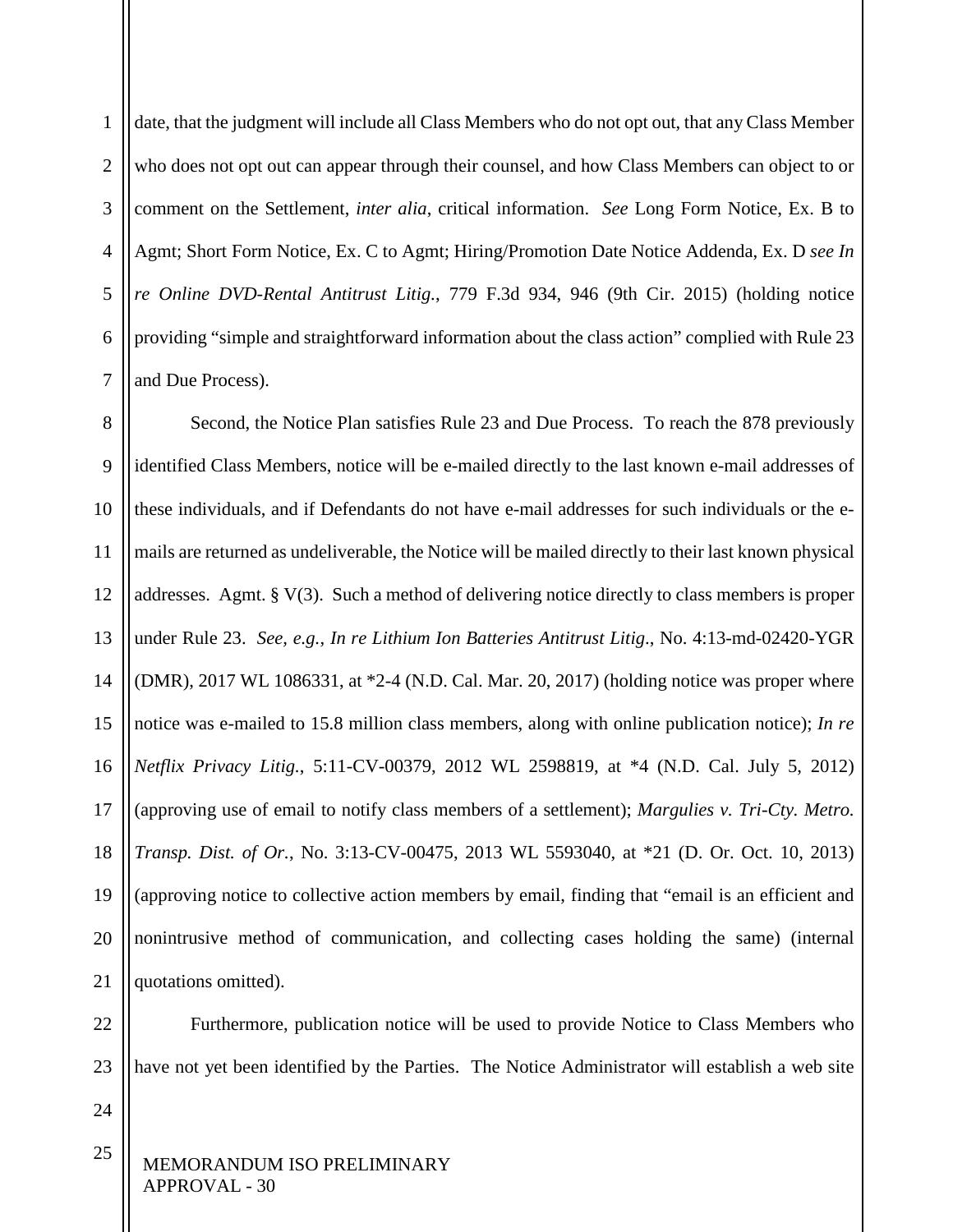date, that the judgment will include all Class Members who do not opt out, that any Class Member who does not opt out can appear through their counsel, and how Class Members can object to or comment on the Settlement, *inter alia*, critical information. *See* Long Form Notice, Ex. B to Agmt; Short Form Notice, Ex. C to Agmt; Hiring/Promotion Date Notice Addenda, Ex. D *see In re Online DVD-Rental Antitrust Litig.*, 779 F.3d 934, 946 (9th Cir. 2015) (holding notice providing "simple and straightforward information about the class action" complied with Rule 23 and Due Process).

Second, the Notice Plan satisfies Rule 23 and Due Process. To reach the 878 previously identified Class Members, notice will be e-mailed directly to the last known e-mail addresses of these individuals, and if Defendants do not have e-mail addresses for such individuals or the e-mails are returned as undeliverable, the Notice will be mailed directly to their last known physical addresses. Agmt. § V(3). Such a method of delivering notice directly to class members is proper under Rule 23. *See, e.g., In re Lithium Ion Batteries Antitrust Litig.*, No. 4:13-md-02420-YGR (DMR), 2017 WL 1086331, at *2-4 (N.D. Cal. Mar. 20, 2017) (holding notice was proper where notice was e-mailed to 15.8 million class members, along with online publication notice); *In re Netflix Privacy Litig.*, 5:11-CV-00379, 2012 WL 2598819, at *4 (N.D. Cal. July 5, 2012) (approving use of email to notify class members of a settlement); *Margulies v. Tri-Cty. Metro. Transp. Dist. of Or.*, No. 3:13-CV-00475, 2013 WL 5593040, at *21 (D. Or. Oct. 10, 2013) (approving notice to collective action members by email, finding that "email is an efficient and nonintrusive method of communication, and collecting cases holding the same) (internal quotations omitted).

Furthermore, publication notice will be used to provide Notice to Class Members who have not yet been identified by the Parties. The Notice Administrator will establish a web site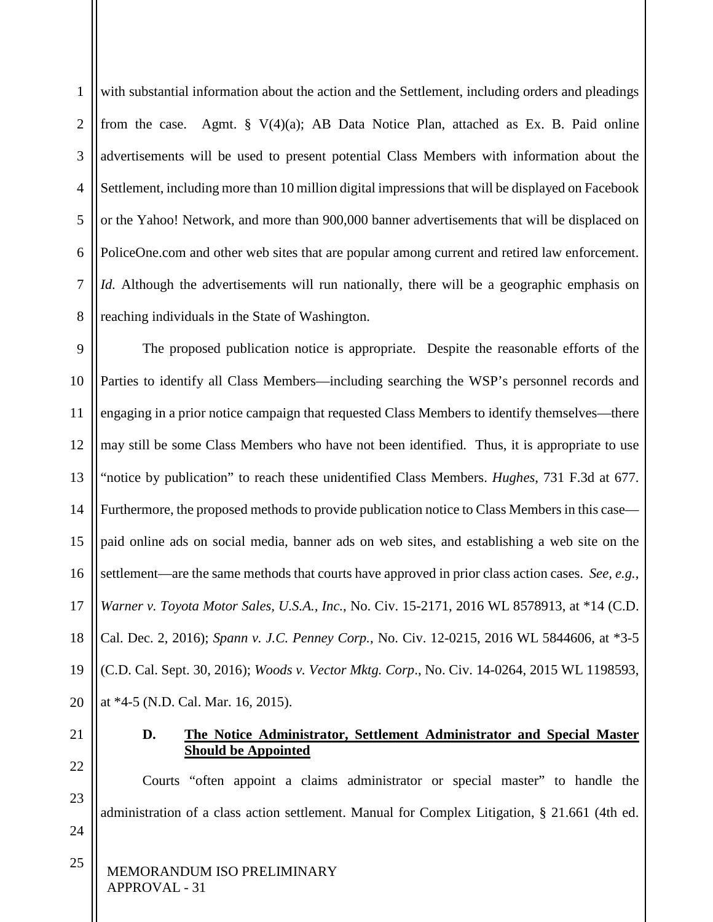with substantial information about the action and the Settlement, including orders and pleadings from the case. Agmt. § V(4)(a); AB Data Notice Plan, attached as Ex. B. Paid online advertisements will be used to present potential Class Members with information about the Settlement, including more than 10 million digital impressions that will be displayed on Facebook or the Yahoo! Network, and more than 900,000 banner advertisements that will be displaced on PoliceOne.com and other web sites that are popular among current and retired law enforcement. *Id.* Although the advertisements will run nationally, there will be a geographic emphasis on reaching individuals in the State of Washington.

The proposed publication notice is appropriate. Despite the reasonable efforts of the Parties to identify all Class Members—including searching the WSP's personnel records and engaging in a prior notice campaign that requested Class Members to identify themselves—there may still be some Class Members who have not been identified. Thus, it is appropriate to use "notice by publication" to reach these unidentified Class Members. *Hughes*, 731 F.3d at 677. Furthermore, the proposed methods to provide publication notice to Class Members in this case—paid online ads on social media, banner ads on web sites, and establishing a web site on the settlement—are the same methods that courts have approved in prior class action cases. *See, e.g.*, *Warner v. Toyota Motor Sales, U.S.A., Inc.*, No. Civ. 15-2171, 2016 WL 8578913, at *14 (C.D. Cal. Dec. 2, 2016); *Spann v. J.C. Penney Corp.*, No. Civ. 12-0215, 2016 WL 5844606, at *3-5 (C.D. Cal. Sept. 30, 2016); *Woods v. Vector Mktg. Corp*., No. Civ. 14-0264, 2015 WL 1198593, at *4-5 (N.D. Cal. Mar. 16, 2015).

### D. <u>The Notice Administrator, Settlement Administrator and Special Master Should be Appointed</u>

Courts "often appoint a claims administrator or special master" to handle the administration of a class action settlement. Manual for Complex Litigation, § 21.661 (4th ed.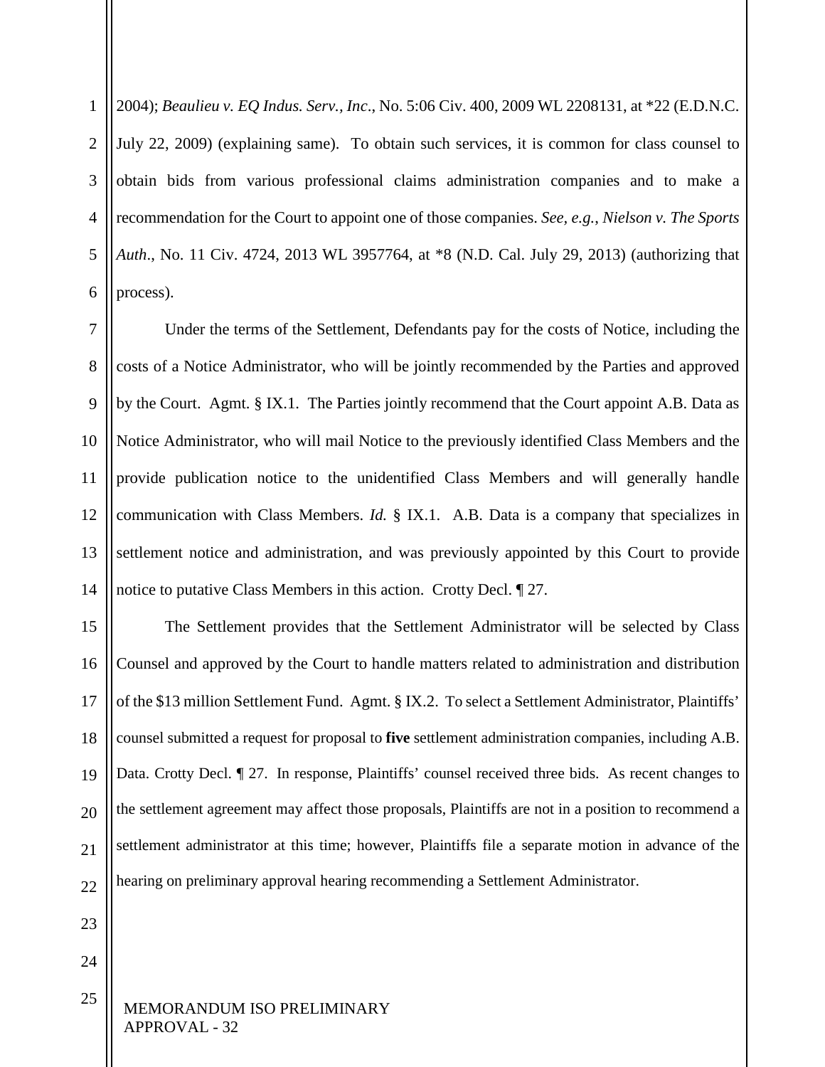2004); *Beaulieu v. EQ Indus. Serv., Inc*., No. 5:06 Civ. 400, 2009 WL 2208131, at *22 (E.D.N.C. July 22, 2009) (explaining same). To obtain such services, it is common for class counsel to obtain bids from various professional claims administration companies and to make a recommendation for the Court to appoint one of those companies. *See, e.g.*, *Nielson v. The Sports Auth*., No. 11 Civ. 4724, 2013 WL 3957764, at *8 (N.D. Cal. July 29, 2013) (authorizing that process).

Under the terms of the Settlement, Defendants pay for the costs of Notice, including the costs of a Notice Administrator, who will be jointly recommended by the Parties and approved by the Court. Agmt. § IX.1. The Parties jointly recommend that the Court appoint A.B. Data as Notice Administrator, who will mail Notice to the previously identified Class Members and the provide publication notice to the unidentified Class Members and will generally handle communication with Class Members. *Id.* § IX.1. A.B. Data is a company that specializes in settlement notice and administration, and was previously appointed by this Court to provide notice to putative Class Members in this action. Crotty Decl. ¶ 27.

The Settlement provides that the Settlement Administrator will be selected by Class Counsel and approved by the Court to handle matters related to administration and distribution of the $13 million Settlement Fund. Agmt. § IX.2. To select a Settlement Administrator, Plaintiffs' counsel submitted a request for proposal to **five** settlement administration companies, including A.B. Data. Crotty Decl. ¶ 27. In response, Plaintiffs' counsel received three bids. As recent changes to the settlement agreement may affect those proposals, Plaintiffs are not in a position to recommend a settlement administrator at this time; however, Plaintiffs file a separate motion in advance of the hearing on preliminary approval hearing recommending a Settlement Administrator.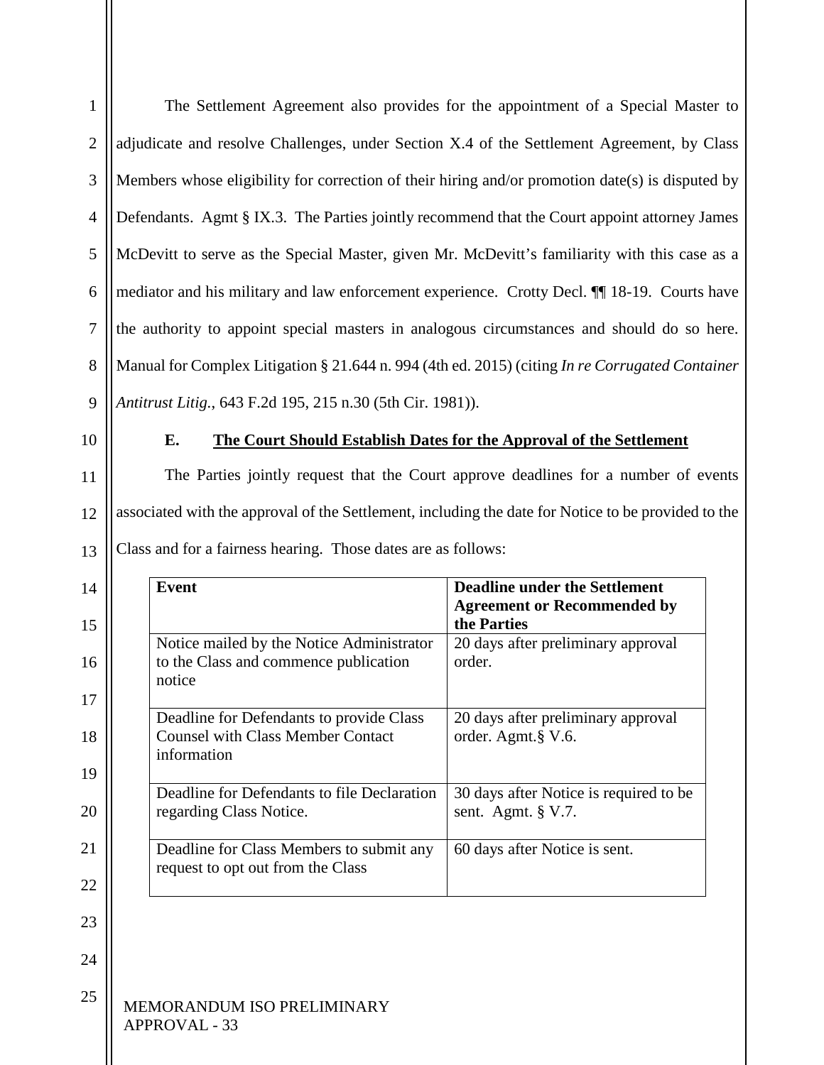The Settlement Agreement also provides for the appointment of a Special Master to adjudicate and resolve Challenges, under Section X.4 of the Settlement Agreement, by Class Members whose eligibility for correction of their hiring and/or promotion date(s) is disputed by Defendants. Agmt § IX.3. The Parties jointly recommend that the Court appoint attorney James McDevitt to serve as the Special Master, given Mr. McDevitt's familiarity with this case as a mediator and his military and law enforcement experience. Crotty Decl. ¶¶ 18-19. Courts have the authority to appoint special masters in analogous circumstances and should do so here. Manual for Complex Litigation § 21.644 n. 994 (4th ed. 2015) (citing *In re Corrugated Container Antitrust Litig.*, 643 F.2d 195, 215 n.30 (5th Cir. 1981)).

### E. The Court Should Establish Dates for the Approval of the Settlement

The Parties jointly request that the Court approve deadlines for a number of events associated with the approval of the Settlement, including the date for Notice to be provided to the Class and for a fairness hearing. Those dates are as follows:

| **Event** | **Deadline under the Settlement Agreement or Recommended by the Parties** |
|---|---|
| Notice mailed by the Notice Administrator to the Class and commence publication notice | 20 days after preliminary approval order. |
| Deadline for Defendants to provide Class Counsel with Class Member Contact information | 20 days after preliminary approval order. Agmt.§ V.6. |
| Deadline for Defendants to file Declaration regarding Class Notice. | 30 days after Notice is required to be sent. Agmt. § V.7. |
| Deadline for Class Members to submit any request to opt out from the Class | 60 days after Notice is sent. |

MEMORANDUM ISO PRELIMINARY APPROVAL - 33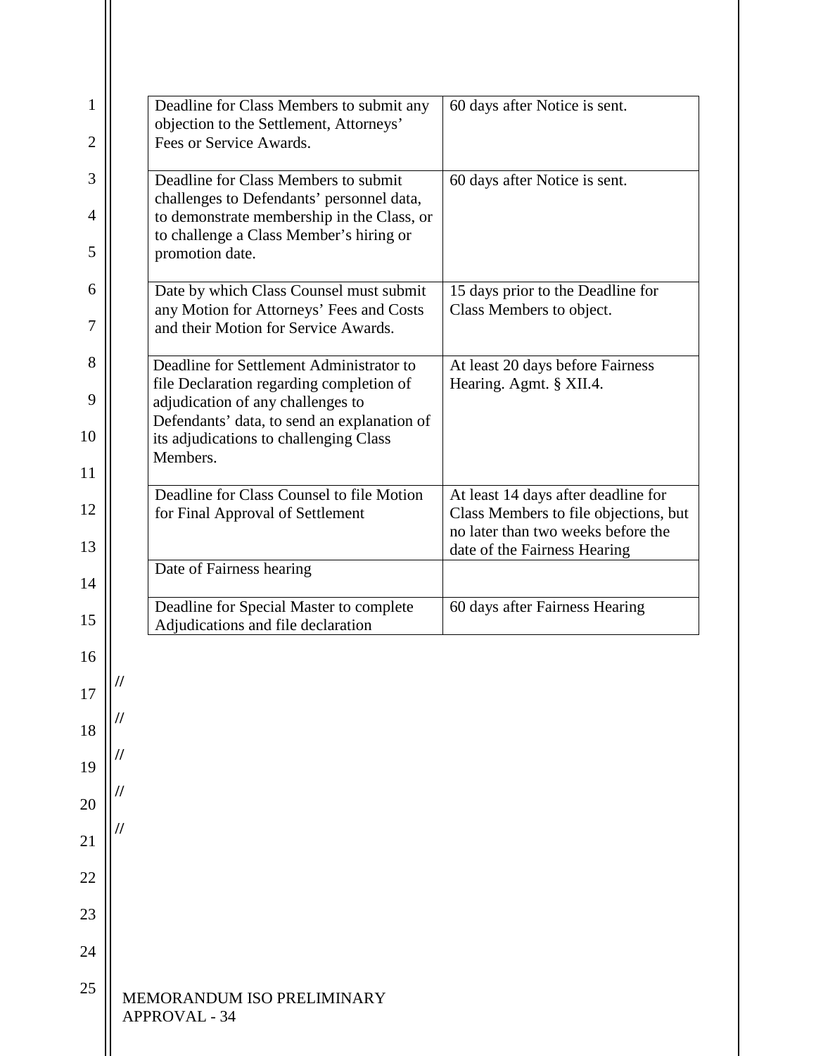| | |
|---|---|
| Deadline for Class Members to submit any objection to the Settlement, Attorneys' Fees or Service Awards. | 60 days after Notice is sent. |
| Deadline for Class Members to submit challenges to Defendants' personnel data, to demonstrate membership in the Class, or to challenge a Class Member's hiring or promotion date. | 60 days after Notice is sent. |
| Date by which Class Counsel must submit any Motion for Attorneys' Fees and Costs and their Motion for Service Awards. | 15 days prior to the Deadline for Class Members to object. |
| Deadline for Settlement Administrator to file Declaration regarding completion of adjudication of any challenges to Defendants' data, to send an explanation of its adjudications to challenging Class Members. | At least 20 days before Fairness Hearing. Agmt. § XII.4. |
| Deadline for Class Counsel to file Motion for Final Approval of Settlement | At least 14 days after deadline for Class Members to file objections, but no later than two weeks before the date of the Fairness Hearing |
| Date of Fairness hearing | |
| Deadline for Special Master to complete Adjudications and file declaration | 60 days after Fairness Hearing |

//

//

//

//

//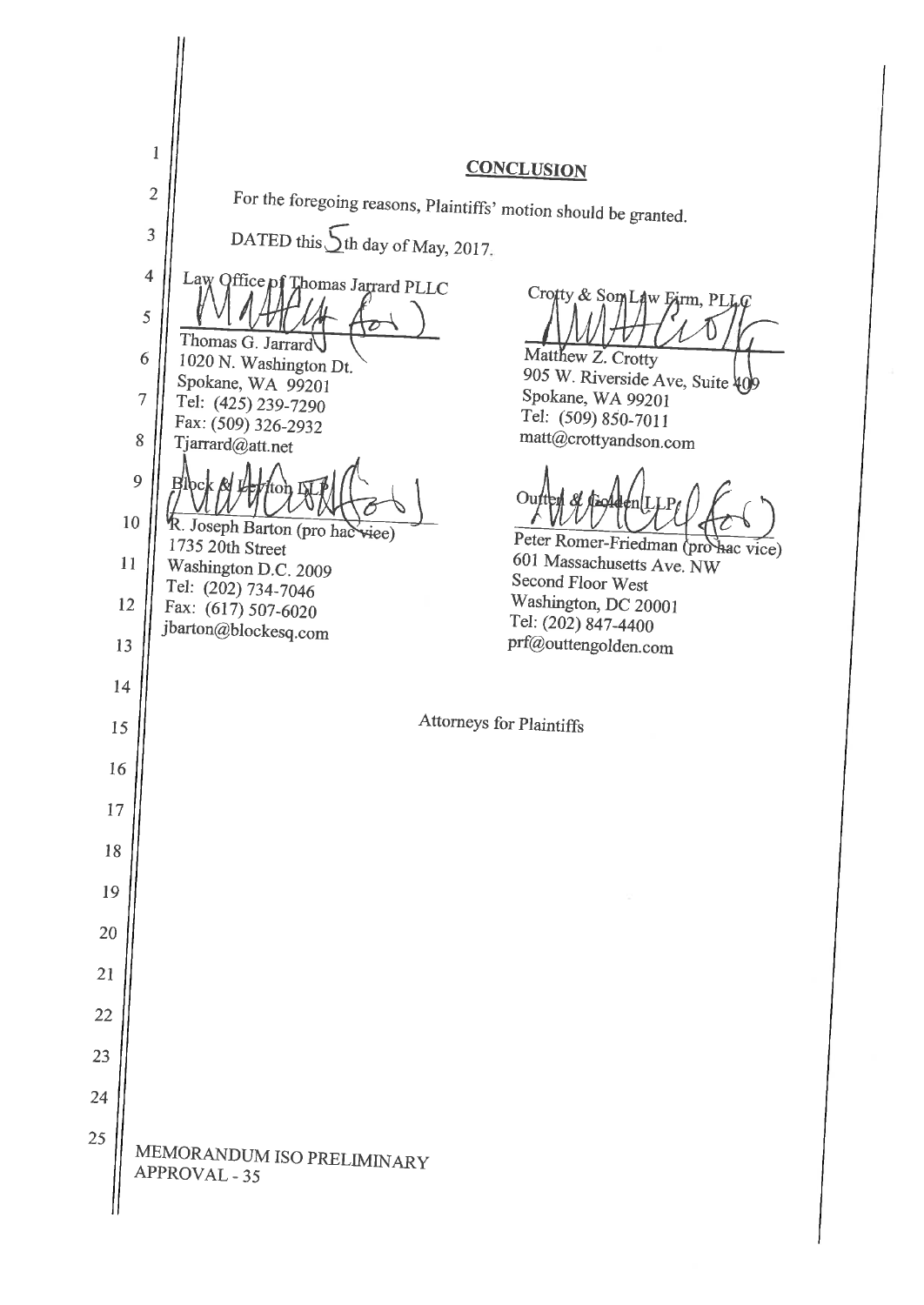## CONCLUSION

For the foregoing reasons, Plaintiffs' motion should be granted.

DATED this 5th day of May, 2017.

Law Office of Thomas Jarrard PLLC

Thomas G. Jarrard
1020 N. Washington Dt.
Spokane, WA 99201
Tel: (425) 239-7290
Fax: (509) 326-2932
Tjarrard@att.net

Crotty & Son Law Firm, PLLC

Matthew Z. Crotty
905 W. Riverside Ave, Suite 409
Spokane, WA 99201
Tel: (509) 850-7011
matt@crottyandson.com

Block & Leviton LLP

R. Joseph Barton (pro hac vice)
1735 20th Street
Washington D.C. 2009
Tel: (202) 734-7046
Fax: (617) 507-6020
jbarton@blockesq.com

Outten & Golden LLP

Peter Romer-Friedman (pro hac vice)
601 Massachusetts Ave. NW
Second Floor West
Washington, DC 20001
Tel: (202) 847-4400
prf@outtengolden.com

Attorneys for Plaintiffs

MEMORANDUM ISO PRELIMINARY APPROVAL - 35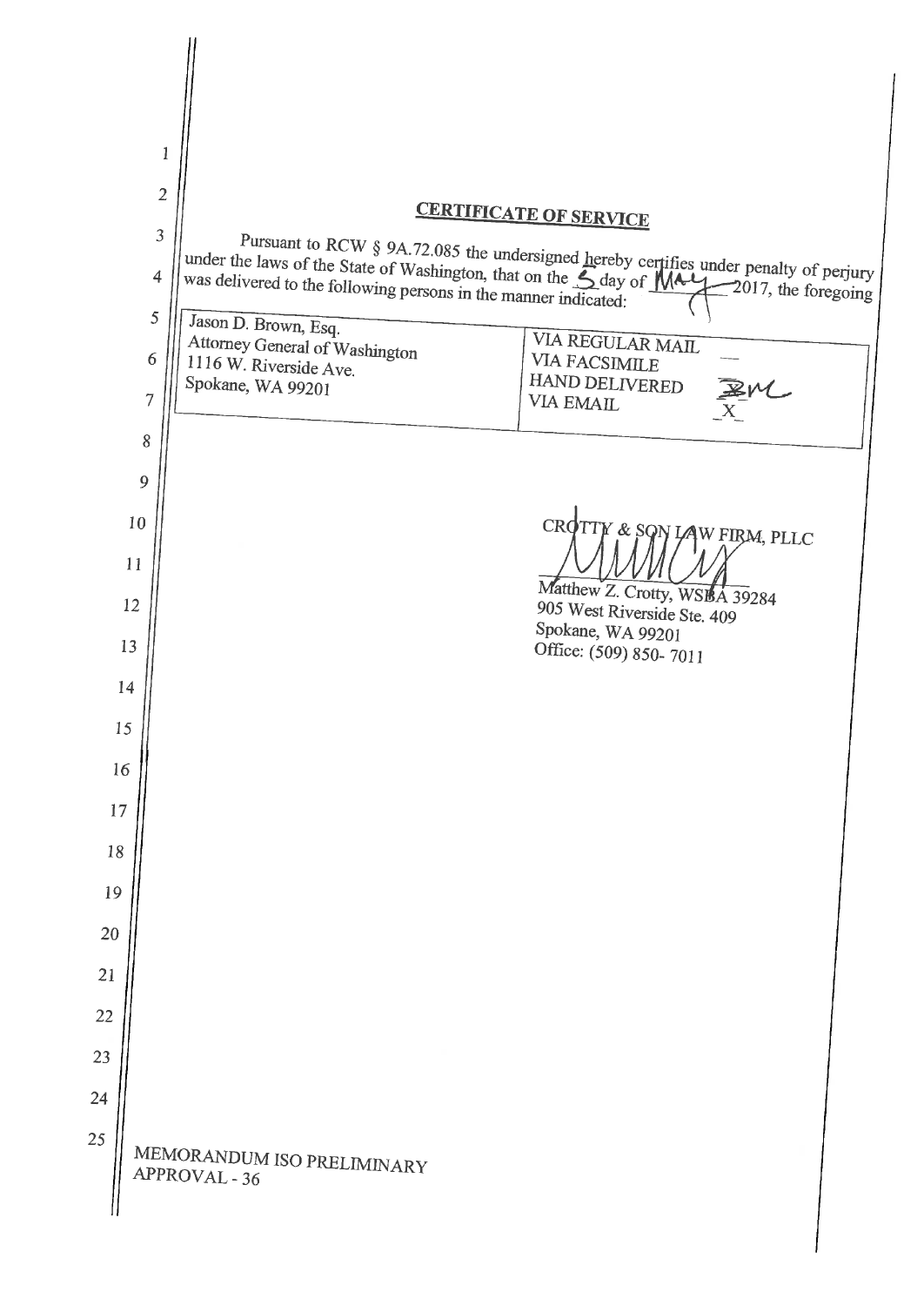## CERTIFICATE OF SERVICE

Pursuant to RCW § 9A.72.085 the undersigned hereby certifies under penalty of perjury under the laws of the State of Washington, that on the 5 day of MAY 2017, the foregoing was delivered to the following persons in the manner indicated:

| | |
|---|---|
| Jason D. Brown, Esq.<br>Attorney General of Washington<br>1116 W. Riverside Ave.<br>Spokane, WA 99201 | VIA REGULAR MAIL ___<br>VIA FACSIMILE ___<br>HAND DELIVERED BM<br>VIA EMAIL X |

CROTTY & SON LAW FIRM, PLLC

Matthew Z. Crotty, WSBA 39284
905 West Riverside Ste. 409
Spokane, WA 99201
Office: (509) 850- 7011

MEMORANDUM ISO PRELIMINARY APPROVAL - 36